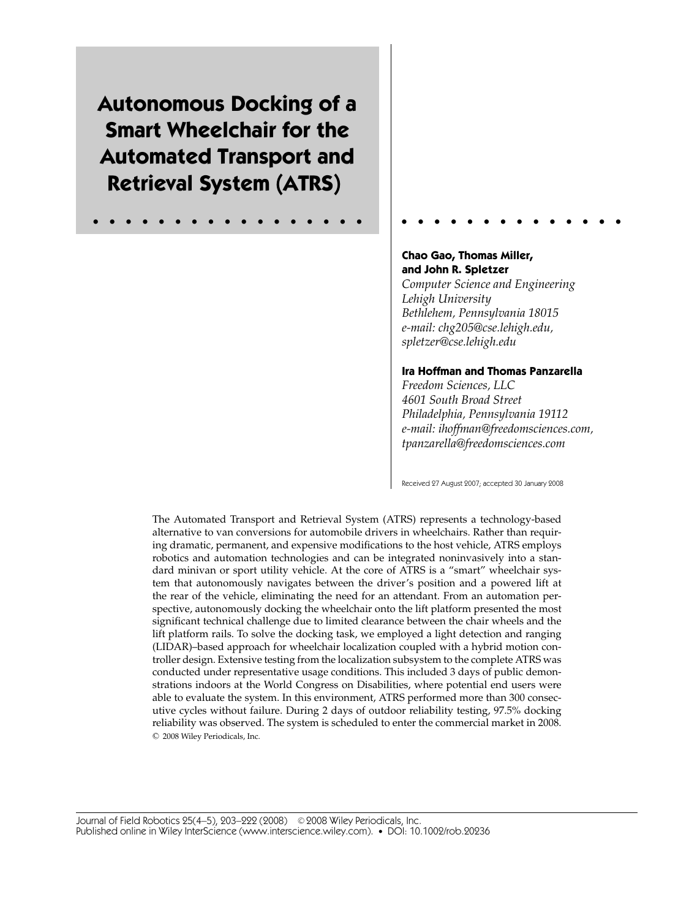# Autonomous Docking of a Smart Wheelchair for the Automated Transport and Retrieval System (ATRS)

**Chao Gao, Thomas Miller, and John R. Spletzer**
*Computer Science and Engineering*
*Lehigh University*
*Bethlehem, Pennsylvania 18015*
*e-mail: chg205@cse.lehigh.edu, spletzer@cse.lehigh.edu*

**Ira Hoffman and Thomas Panzarella**
*Freedom Sciences, LLC*
*4601 South Broad Street*
*Philadelphia, Pennsylvania 19112*
*e-mail: ihoffman@freedomsciences.com, tpanzarella@freedomsciences.com*

Received 27 August 2007; accepted 30 January 2008

The Automated Transport and Retrieval System (ATRS) represents a technology-based alternative to van conversions for automobile drivers in wheelchairs. Rather than requiring dramatic, permanent, and expensive modifications to the host vehicle, ATRS employs robotics and automation technologies and can be integrated noninvasively into a standard minivan or sport utility vehicle. At the core of ATRS is a "smart" wheelchair system that autonomously navigates between the driver's position and a powered lift at the rear of the vehicle, eliminating the need for an attendant. From an automation perspective, autonomously docking the wheelchair onto the lift platform presented the most significant technical challenge due to limited clearance between the chair wheels and the lift platform rails. To solve the docking task, we employed a light detection and ranging (LIDAR)–based approach for wheelchair localization coupled with a hybrid motion controller design. Extensive testing from the localization subsystem to the complete ATRS was conducted under representative usage conditions. This included 3 days of public demonstrations indoors at the World Congress on Disabilities, where potential end users were able to evaluate the system. In this environment, ATRS performed more than 300 consecutive cycles without failure. During 2 days of outdoor reliability testing, 97.5% docking reliability was observed. The system is scheduled to enter the commercial market in 2008. © 2008 Wiley Periodicals, Inc.

Published online in Wiley InterScience (www.interscience.wiley.com). • DOI: 10.1002/rob.20236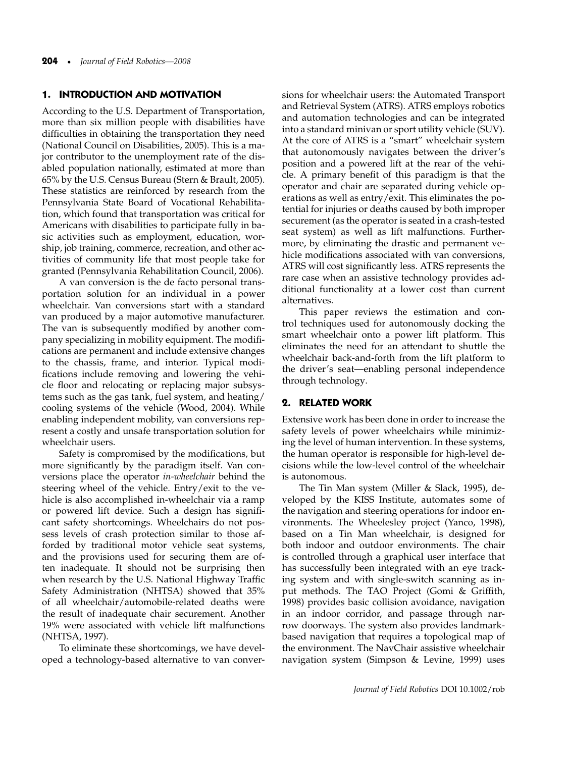## 1. INTRODUCTION AND MOTIVATION

According to the U.S. Department of Transportation, more than six million people with disabilities have difficulties in obtaining the transportation they need (National Council on Disabilities, 2005). This is a major contributor to the unemployment rate of the disabled population nationally, estimated at more than 65% by the U.S. Census Bureau (Stern & Brault, 2005). These statistics are reinforced by research from the Pennsylvania State Board of Vocational Rehabilitation, which found that transportation was critical for Americans with disabilities to participate fully in basic activities such as employment, education, worship, job training, commerce, recreation, and other activities of community life that most people take for granted (Pennsylvania Rehabilitation Council, 2006).

A van conversion is the de facto personal transportation solution for an individual in a power wheelchair. Van conversions start with a standard van produced by a major automotive manufacturer. The van is subsequently modified by another company specializing in mobility equipment. The modifications are permanent and include extensive changes to the chassis, frame, and interior. Typical modifications include removing and lowering the vehicle floor and relocating or replacing major subsystems such as the gas tank, fuel system, and heating/cooling systems of the vehicle (Wood, 2004). While enabling independent mobility, van conversions represent a costly and unsafe transportation solution for wheelchair users.

Safety is compromised by the modifications, but more significantly by the paradigm itself. Van conversions place the operator *in-wheelchair* behind the steering wheel of the vehicle. Entry/exit to the vehicle is also accomplished in-wheelchair via a ramp or powered lift device. Such a design has significant safety shortcomings. Wheelchairs do not possess levels of crash protection similar to those afforded by traditional motor vehicle seat systems, and the provisions used for securing them are often inadequate. It should not be surprising then when research by the U.S. National Highway Traffic Safety Administration (NHTSA) showed that 35% of all wheelchair/automobile-related deaths were the result of inadequate chair securement. Another 19% were associated with vehicle lift malfunctions (NHTSA, 1997).

To eliminate these shortcomings, we have developed a technology-based alternative to van conversions for wheelchair users: the Automated Transport and Retrieval System (ATRS). ATRS employs robotics and automation technologies and can be integrated into a standard minivan or sport utility vehicle (SUV). At the core of ATRS is a "smart" wheelchair system that autonomously navigates between the driver's position and a powered lift at the rear of the vehicle. A primary benefit of this paradigm is that the operator and chair are separated during vehicle operations as well as entry/exit. This eliminates the potential for injuries or deaths caused by both improper securement (as the operator is seated in a crash-tested seat system) as well as lift malfunctions. Furthermore, by eliminating the drastic and permanent vehicle modifications associated with van conversions, ATRS will cost significantly less. ATRS represents the rare case when an assistive technology provides additional functionality at a lower cost than current alternatives.

This paper reviews the estimation and control techniques used for autonomously docking the smart wheelchair onto a power lift platform. This eliminates the need for an attendant to shuttle the wheelchair back-and-forth from the lift platform to the driver's seat—enabling personal independence through technology.

## 2. RELATED WORK

Extensive work has been done in order to increase the safety levels of power wheelchairs while minimizing the level of human intervention. In these systems, the human operator is responsible for high-level decisions while the low-level control of the wheelchair is autonomous.

The Tin Man system (Miller & Slack, 1995), developed by the KISS Institute, automates some of the navigation and steering operations for indoor environments. The Wheelesley project (Yanco, 1998), based on a Tin Man wheelchair, is designed for both indoor and outdoor environments. The chair is controlled through a graphical user interface that has successfully been integrated with an eye tracking system and with single-switch scanning as input methods. The TAO Project (Gomi & Griffith, 1998) provides basic collision avoidance, navigation in an indoor corridor, and passage through narrow doorways. The system also provides landmark-based navigation that requires a topological map of the environment. The NavChair assistive wheelchair navigation system (Simpson & Levine, 1999) uses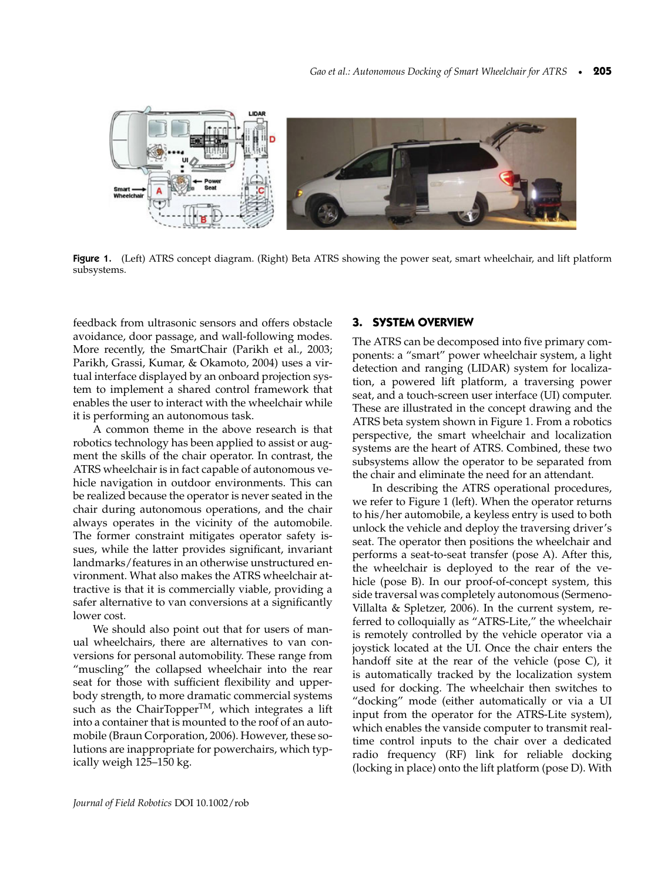LIDAR

D

UI

Smart Wheelchair

A

Power Seat

C

B

Figure 1. (Left) ATRS concept diagram. (Right) Beta ATRS showing the power seat, smart wheelchair, and lift platform subsystems.

feedback from ultrasonic sensors and offers obstacle avoidance, door passage, and wall-following modes. More recently, the SmartChair (Parikh et al., 2003; Parikh, Grassi, Kumar, & Okamoto, 2004) uses a virtual interface displayed by an onboard projection system to implement a shared control framework that enables the user to interact with the wheelchair while it is performing an autonomous task.

A common theme in the above research is that robotics technology has been applied to assist or augment the skills of the chair operator. In contrast, the ATRS wheelchair is in fact capable of autonomous vehicle navigation in outdoor environments. This can be realized because the operator is never seated in the chair during autonomous operations, and the chair always operates in the vicinity of the automobile. The former constraint mitigates operator safety issues, while the latter provides significant, invariant landmarks/features in an otherwise unstructured environment. What also makes the ATRS wheelchair attractive is that it is commercially viable, providing a safer alternative to van conversions at a significantly lower cost.

We should also point out that for users of manual wheelchairs, there are alternatives to van conversions for personal automobility. These range from "muscling" the collapsed wheelchair into the rear seat for those with sufficient flexibility and upper-body strength, to more dramatic commercial systems such as the ChairTopper™, which integrates a lift into a container that is mounted to the roof of an automobile (Braun Corporation, 2006). However, these solutions are inappropriate for powerchairs, which typically weigh 125–150 kg.

## 3. SYSTEM OVERVIEW

The ATRS can be decomposed into five primary components: a "smart" power wheelchair system, a light detection and ranging (LIDAR) system for localization, a powered lift platform, a traversing power seat, and a touch-screen user interface (UI) computer. These are illustrated in the concept drawing and the ATRS beta system shown in Figure 1. From a robotics perspective, the smart wheelchair and localization systems are the heart of ATRS. Combined, these two subsystems allow the operator to be separated from the chair and eliminate the need for an attendant.

In describing the ATRS operational procedures, we refer to Figure 1 (left). When the operator returns to his/her automobile, a keyless entry is used to both unlock the vehicle and deploy the traversing driver's seat. The operator then positions the wheelchair and performs a seat-to-seat transfer (pose A). After this, the wheelchair is deployed to the rear of the vehicle (pose B). In our proof-of-concept system, this side traversal was completely autonomous (Sermeno-Villalta & Spletzer, 2006). In the current system, referred to colloquially as "ATRS-Lite," the wheelchair is remotely controlled by the vehicle operator via a joystick located at the UI. Once the chair enters the handoff site at the rear of the vehicle (pose C), it is automatically tracked by the localization system used for docking. The wheelchair then switches to "docking" mode (either automatically or via a UI input from the operator for the ATRS-Lite system), which enables the vanside computer to transmit real-time control inputs to the chair over a dedicated radio frequency (RF) link for reliable docking (locking in place) onto the lift platform (pose D). With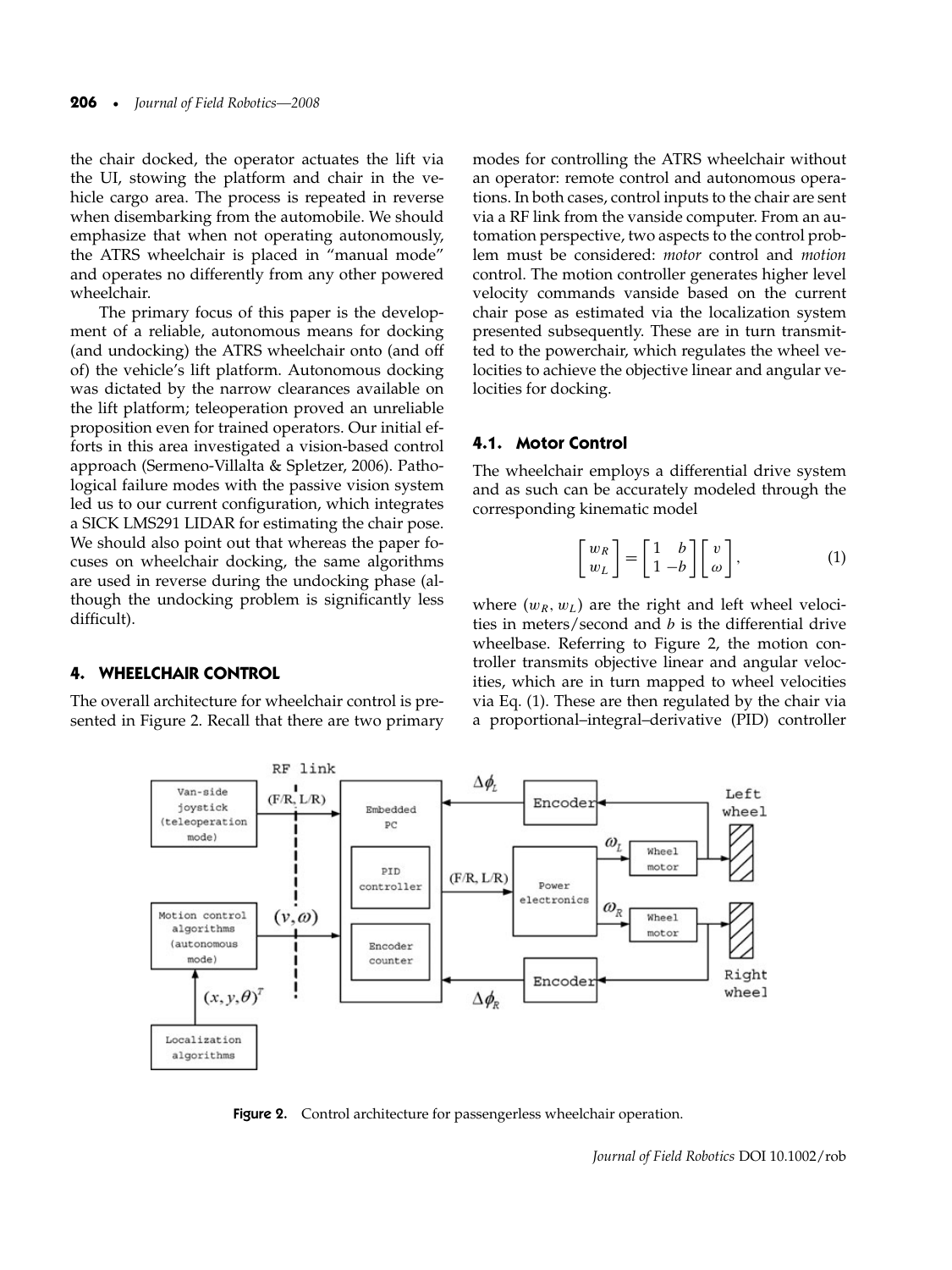the chair docked, the operator actuates the lift via the UI, stowing the platform and chair in the vehicle cargo area. The process is repeated in reverse when disembarking from the automobile. We should emphasize that when not operating autonomously, the ATRS wheelchair is placed in "manual mode" and operates no differently from any other powered wheelchair.

The primary focus of this paper is the development of a reliable, autonomous means for docking (and undocking) the ATRS wheelchair onto (and off of) the vehicle's lift platform. Autonomous docking was dictated by the narrow clearances available on the lift platform; teleoperation proved an unreliable proposition even for trained operators. Our initial efforts in this area investigated a vision-based control approach (Sermeno-Villalta & Spletzer, 2006). Pathological failure modes with the passive vision system led us to our current configuration, which integrates a SICK LMS291 LIDAR for estimating the chair pose. We should also point out that whereas the paper focuses on wheelchair docking, the same algorithms are used in reverse during the undocking phase (although the undocking problem is significantly less difficult).

## 4. WHEELCHAIR CONTROL

The overall architecture for wheelchair control is presented in Figure 2. Recall that there are two primary modes for controlling the ATRS wheelchair without an operator: remote control and autonomous operations. In both cases, control inputs to the chair are sent via a RF link from the vanside computer. From an automation perspective, two aspects to the control problem must be considered: *motor* control and *motion* control. The motion controller generates higher level velocity commands vanside based on the current chair pose as estimated via the localization system presented subsequently. These are in turn transmitted to the powerchair, which regulates the wheel velocities to achieve the objective linear and angular velocities for docking.

### 4.1. Motor Control

The wheelchair employs a differential drive system and as such can be accurately modeled through the corresponding kinematic model

$$\begin{bmatrix} w_R \\ w_L \end{bmatrix} = \begin{bmatrix} 1 & b \\ 1 & -b \end{bmatrix} \begin{bmatrix} v \\ \omega \end{bmatrix}, \tag{1}$$

where $(w_R, w_L)$ are the right and left wheel velocities in meters/second and $b$ is the differential drive wheelbase. Referring to Figure 2, the motion controller transmits objective linear and angular velocities, which are in turn mapped to wheel velocities via Eq. (1). These are then regulated by the chair via a proportional–integral–derivative (PID) controller

Figure 2. Control architecture for passengerless wheelchair operation.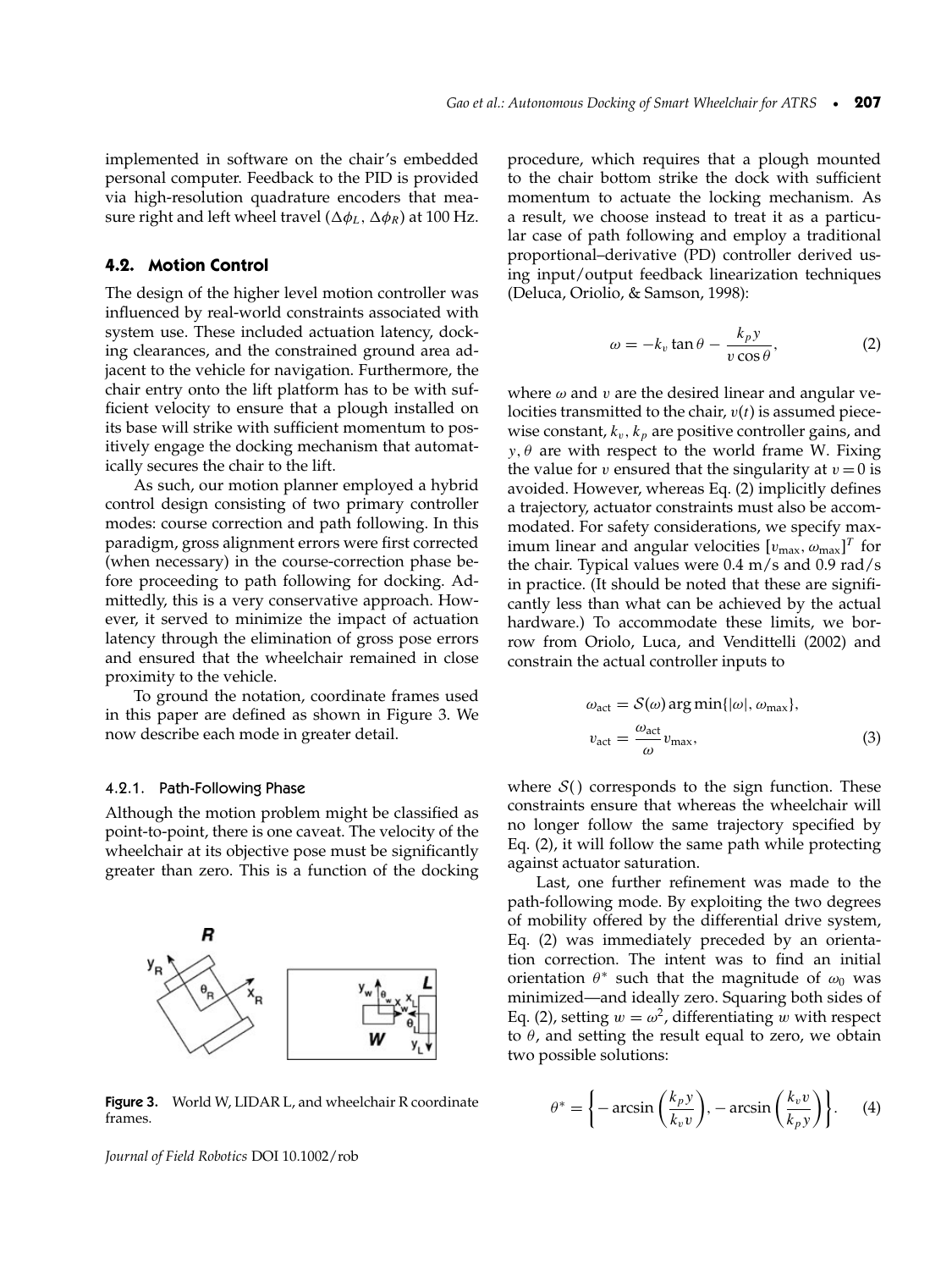implemented in software on the chair's embedded personal computer. Feedback to the PID is provided via high-resolution quadrature encoders that measure right and left wheel travel ($\Delta\phi_L$, $\Delta\phi_R$) at 100 Hz.

## 4.2. Motion Control

The design of the higher level motion controller was influenced by real-world constraints associated with system use. These included actuation latency, docking clearances, and the constrained ground area adjacent to the vehicle for navigation. Furthermore, the chair entry onto the lift platform has to be with sufficient velocity to ensure that a plough installed on its base will strike with sufficient momentum to positively engage the docking mechanism that automatically secures the chair to the lift.

As such, our motion planner employed a hybrid control design consisting of two primary controller modes: course correction and path following. In this paradigm, gross alignment errors were first corrected (when necessary) in the course-correction phase before proceeding to path following for docking. Admittedly, this is a very conservative approach. However, it served to minimize the impact of actuation latency through the elimination of gross pose errors and ensured that the wheelchair remained in close proximity to the vehicle.

To ground the notation, coordinate frames used in this paper are defined as shown in Figure 3. We now describe each mode in greater detail.

### 4.2.1. Path-Following Phase

Although the motion problem might be classified as point-to-point, there is one caveat. The velocity of the wheelchair at its objective pose must be significantly greater than zero. This is a function of the docking procedure, which requires that a plough mounted to the chair bottom strike the dock with sufficient momentum to actuate the locking mechanism. As a result, we choose instead to treat it as a particular case of path following and employ a traditional proportional–derivative (PD) controller derived using input/output feedback linearization techniques (Deluca, Oriolio, & Samson, 1998):

$$\omega = -k_v \tan\theta - \frac{k_p y}{v\cos\theta}, \tag{2}$$

where $\omega$ and $v$ are the desired linear and angular velocities transmitted to the chair, $v(t)$ is assumed piecewise constant, $k_v$, $k_p$ are positive controller gains, and $y, \theta$ are with respect to the world frame W. Fixing the value for $v$ ensured that the singularity at $v = 0$ is avoided. However, whereas Eq. (2) implicitly defines a trajectory, actuator constraints must also be accommodated. For safety considerations, we specify maximum linear and angular velocities $[v_{\max}, \omega_{\max}]^T$ for the chair. Typical values were 0.4 m/s and 0.9 rad/s in practice. (It should be noted that these are significantly less than what can be achieved by the actual hardware.) To accommodate these limits, we borrow from Oriolo, Luca, and Vendittelli (2002) and constrain the actual controller inputs to

$$\omega_{\text{act}} = \mathcal{S}(\omega)\arg\min\{|\omega|, \omega_{\max}\},$$
$$v_{\text{act}} = \frac{\omega_{\text{act}}}{\omega} v_{\max}, \tag{3}$$

where $\mathcal{S}()$ corresponds to the sign function. These constraints ensure that whereas the wheelchair will no longer follow the same trajectory specified by Eq. (2), it will follow the same path while protecting against actuator saturation.

Last, one further refinement was made to the path-following mode. By exploiting the two degrees of mobility offered by the differential drive system, Eq. (2) was immediately preceded by an orientation correction. The intent was to find an initial orientation $\theta^*$ such that the magnitude of $\omega_0$ was minimized—and ideally zero. Squaring both sides of Eq. (2), setting $w = \omega^2$, differentiating $w$ with respect to $\theta$, and setting the result equal to zero, we obtain two possible solutions:

$$\theta^* = \left\{-\arcsin\left(\frac{k_p y}{k_v v}\right), -\arcsin\left(\frac{k_v v}{k_p y}\right)\right\}. \tag{4}$$

Figure 3. World W, LIDAR L, and wheelchair R coordinate frames.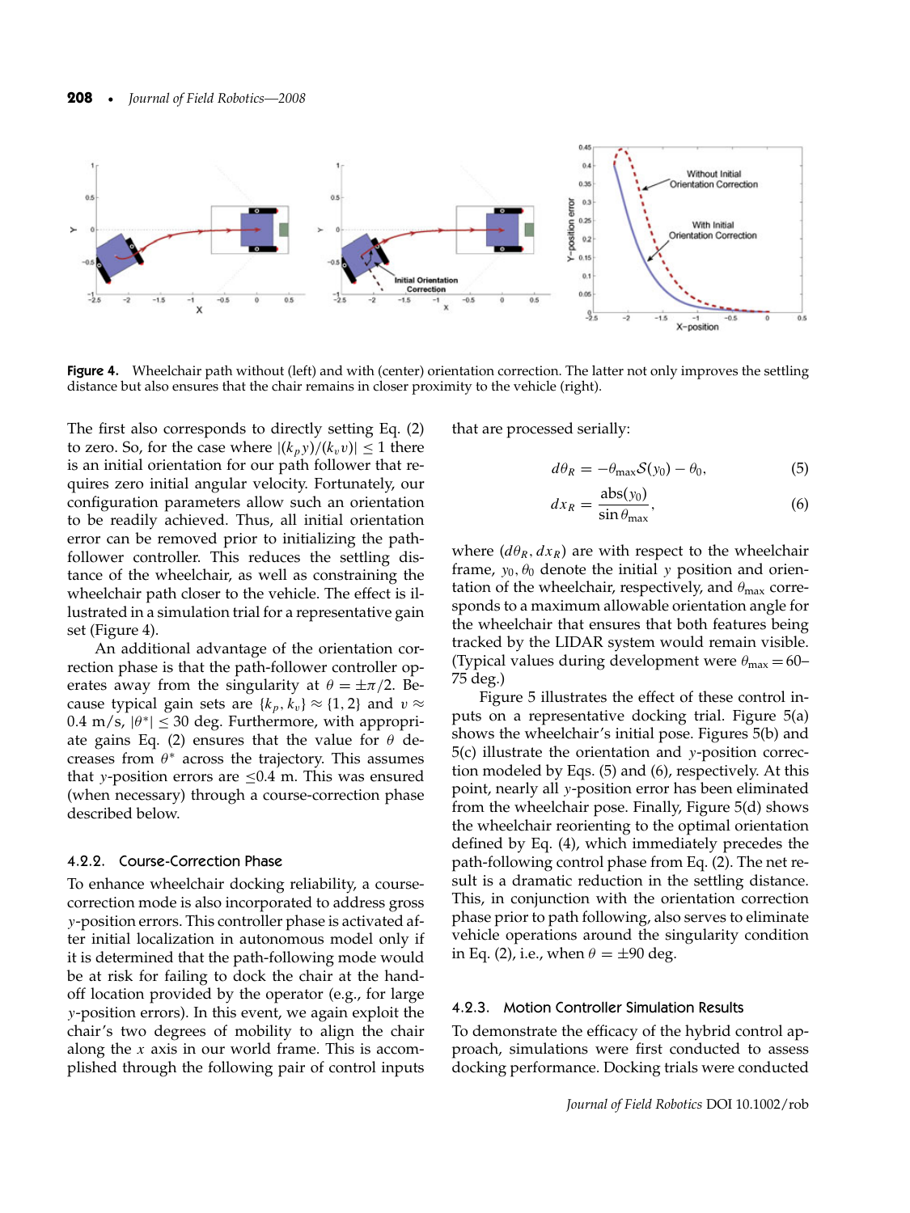Figure 4. Wheelchair path without (left) and with (center) orientation correction. The latter not only improves the settling distance but also ensures that the chair remains in closer proximity to the vehicle (right).

The first also corresponds to directly setting Eq. (2) to zero. So, for the case where $|(k_p y)/(k_v v)| \leq 1$ there is an initial orientation for our path follower that requires zero initial angular velocity. Fortunately, our configuration parameters allow such an orientation to be readily achieved. Thus, all initial orientation error can be removed prior to initializing the path-follower controller. This reduces the settling distance of the wheelchair, as well as constraining the wheelchair path closer to the vehicle. The effect is illustrated in a simulation trial for a representative gain set (Figure 4).

An additional advantage of the orientation correction phase is that the path-follower controller operates away from the singularity at $\theta = \pm\pi/2$. Because typical gain sets are $\{k_p, k_v\} \approx \{1, 2\}$ and $v \approx 0.4$ m/s, $|\theta^*| \leq 30$ deg. Furthermore, with appropriate gains Eq. (2) ensures that the value for $\theta$ decreases from $\theta^*$ across the trajectory. This assumes that $y$-position errors are $\leq$0.4 m. This was ensured (when necessary) through a course-correction phase described below.

#### 4.2.2. Course-Correction Phase

To enhance wheelchair docking reliability, a course-correction mode is also incorporated to address gross $y$-position errors. This controller phase is activated after initial localization in autonomous model only if it is determined that the path-following mode would be at risk for failing to dock the chair at the hand-off location provided by the operator (e.g., for large $y$-position errors). In this event, we again exploit the chair's two degrees of mobility to align the chair along the $x$ axis in our world frame. This is accomplished through the following pair of control inputs that are processed serially:

$$d\theta_R = -\theta_{\max} S(y_0) - \theta_0, \tag{5}$$

$$dx_R = \frac{\text{abs}(y_0)}{\sin \theta_{\max}}, \tag{6}$$

where $(d\theta_R, dx_R)$ are with respect to the wheelchair frame, $y_0, \theta_0$ denote the initial $y$ position and orientation of the wheelchair, respectively, and $\theta_{\max}$ corresponds to a maximum allowable orientation angle for the wheelchair that ensures that both features being tracked by the LIDAR system would remain visible. (Typical values during development were $\theta_{\max} = 60$–75 deg.)

Figure 5 illustrates the effect of these control inputs on a representative docking trial. Figure 5(a) shows the wheelchair's initial pose. Figures 5(b) and 5(c) illustrate the orientation and $y$-position correction modeled by Eqs. (5) and (6), respectively. At this point, nearly all $y$-position error has been eliminated from the wheelchair pose. Finally, Figure 5(d) shows the wheelchair reorienting to the optimal orientation defined by Eq. (4), which immediately precedes the path-following control phase from Eq. (2). The net result is a dramatic reduction in the settling distance. This, in conjunction with the orientation correction phase prior to path following, also serves to eliminate vehicle operations around the singularity condition in Eq. (2), i.e., when $\theta = \pm 90$ deg.

#### 4.2.3. Motion Controller Simulation Results

To demonstrate the efficacy of the hybrid control approach, simulations were first conducted to assess docking performance. Docking trials were conducted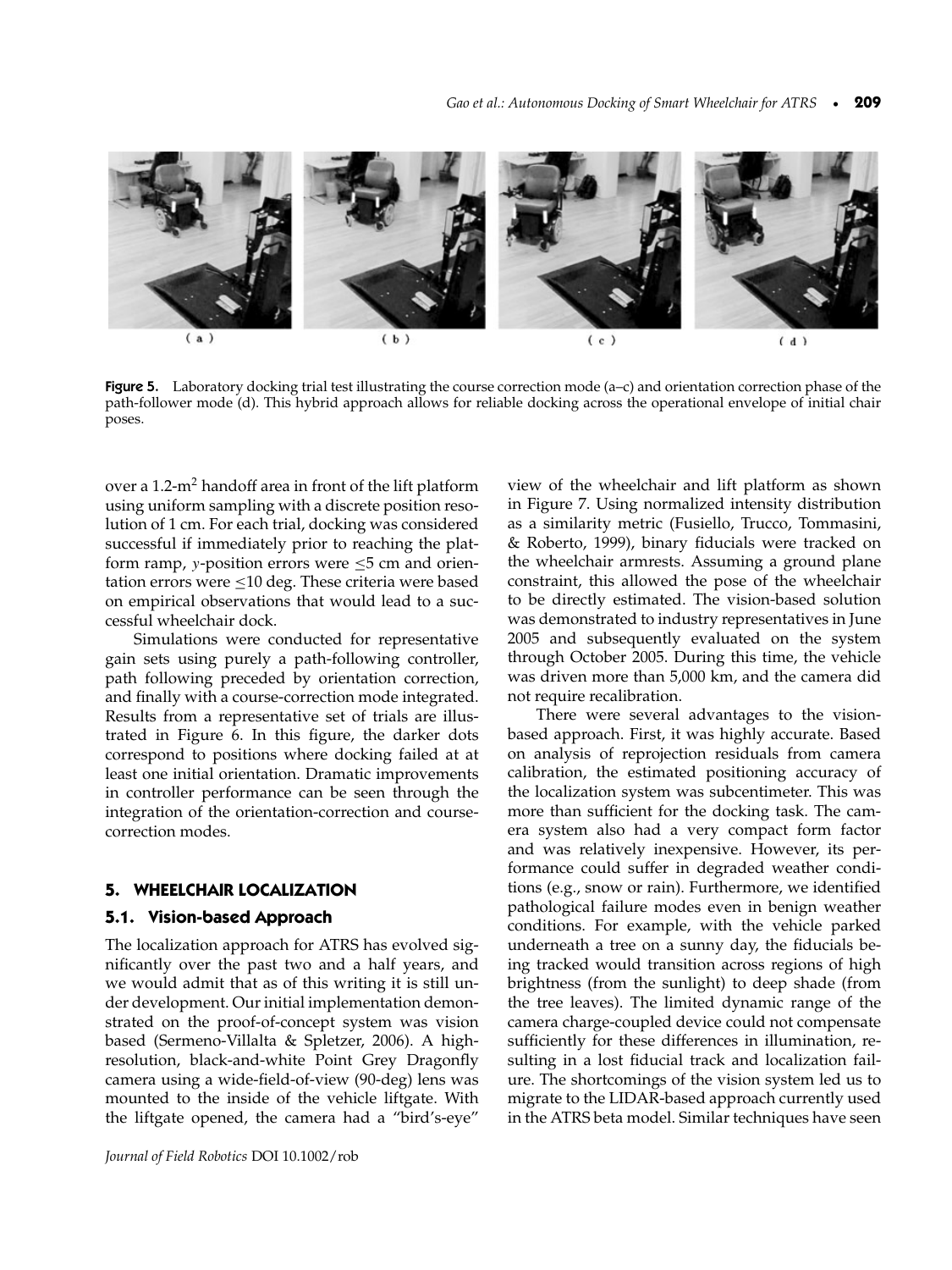Figure 5. Laboratory docking trial test illustrating the course correction mode (a–c) and orientation correction phase of the path-follower mode (d). This hybrid approach allows for reliable docking across the operational envelope of initial chair poses.

over a 1.2-m$^2$ handoff area in front of the lift platform using uniform sampling with a discrete position resolution of 1 cm. For each trial, docking was considered successful if immediately prior to reaching the platform ramp, $y$-position errors were $\leq 5$ cm and orientation errors were $\leq 10$ deg. These criteria were based on empirical observations that would lead to a successful wheelchair dock.

Simulations were conducted for representative gain sets using purely a path-following controller, path following preceded by orientation correction, and finally with a course-correction mode integrated. Results from a representative set of trials are illustrated in Figure 6. In this figure, the darker dots correspond to positions where docking failed at least one initial orientation. Dramatic improvements in controller performance can be seen through the integration of the orientation-correction and course-correction modes.

## 5. WHEELCHAIR LOCALIZATION

### 5.1. Vision-based Approach

The localization approach for ATRS has evolved significantly over the past two and a half years, and we would admit that as of this writing it is still under development. Our initial implementation demonstrated on the proof-of-concept system was vision based (Sermeno-Villalta & Spletzer, 2006). A high-resolution, black-and-white Point Grey Dragonfly camera using a wide-field-of-view (90-deg) lens was mounted to the inside of the vehicle liftgate. With the liftgate opened, the camera had a "bird's-eye" view of the wheelchair and lift platform as shown in Figure 7. Using normalized intensity distribution as a similarity metric (Fusiello, Trucco, Tommasini, & Roberto, 1999), binary fiducials were tracked on the wheelchair armrests. Assuming a ground plane constraint, this allowed the pose of the wheelchair to be directly estimated. The vision-based solution was demonstrated to industry representatives in June 2005 and subsequently evaluated on the system through October 2005. During this time, the vehicle was driven more than 5,000 km, and the camera did not require recalibration.

There were several advantages to the vision-based approach. First, it was highly accurate. Based on analysis of reprojection residuals from camera calibration, the estimated positioning accuracy of the localization system was subcentimeter. This was more than sufficient for the docking task. The camera system also had a very compact form factor and was relatively inexpensive. However, its performance could suffer in degraded weather conditions (e.g., snow or rain). Furthermore, we identified pathological failure modes even in benign weather conditions. For example, with the vehicle parked underneath a tree on a sunny day, the fiducials being tracked would transition across regions of high brightness (from the sunlight) to deep shade (from the tree leaves). The limited dynamic range of the camera charge-coupled device could not compensate sufficiently for these differences in illumination, resulting in a lost fiducial track and localization failure. The shortcomings of the vision system led us to migrate to the LIDAR-based approach currently used in the ATRS beta model. Similar techniques have seen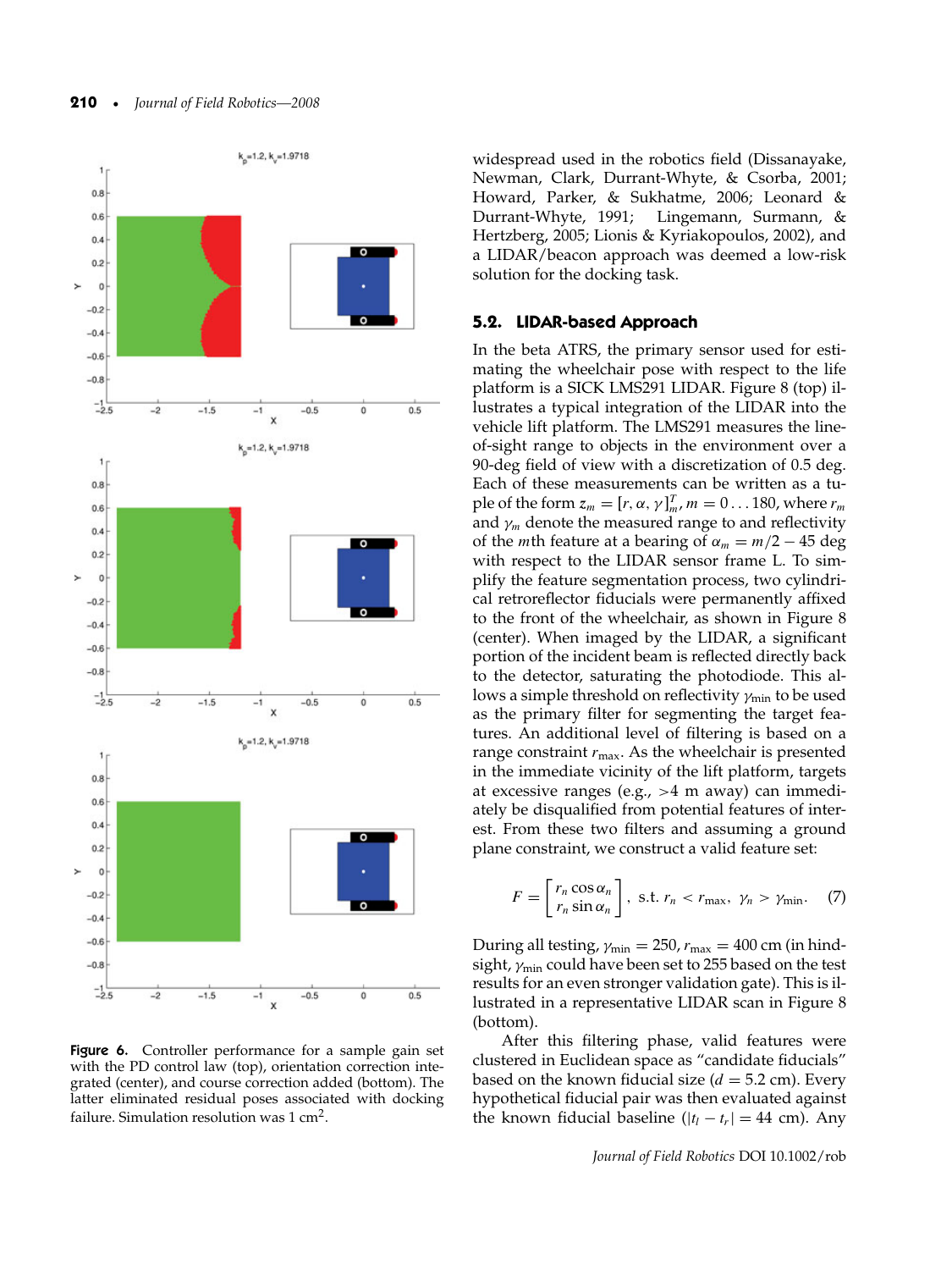Figure 6. Controller performance for a sample gain set with the PD control law (top), orientation correction integrated (center), and course correction added (bottom). The latter eliminated residual poses associated with docking failure. Simulation resolution was 1 cm$^2$.

widespread used in the robotics field (Dissanayake, Newman, Clark, Durrant-Whyte, & Csorba, 2001; Howard, Parker, & Sukhatme, 2006; Leonard & Durrant-Whyte, 1991; Lingemann, Surmann, & Hertzberg, 2005; Lionis & Kyriakopoulos, 2002), and a LIDAR/beacon approach was deemed a low-risk solution for the docking task.

### 5.2. LIDAR-based Approach

In the beta ATRS, the primary sensor used for estimating the wheelchair pose with respect to the life platform is a SICK LMS291 LIDAR. Figure 8 (top) illustrates a typical integration of the LIDAR into the vehicle lift platform. The LMS291 measures the line-of-sight range to objects in the environment over a 90-deg field of view with a discretization of 0.5 deg. Each of these measurements can be written as a tuple of the form $z_m = [r, \alpha, \gamma]_m^T$, $m = 0 \ldots 180$, where $r_m$ and $\gamma_m$ denote the measured range to and reflectivity of the $m$th feature at a bearing of $\alpha_m = m/2 - 45$ deg with respect to the LIDAR sensor frame L. To simplify the feature segmentation process, two cylindrical retroreflector fiducials were permanently affixed to the front of the wheelchair, as shown in Figure 8 (center). When imaged by the LIDAR, a significant portion of the incident beam is reflected directly back to the detector, saturating the photodiode. This allows a simple threshold on reflectivity $\gamma_{\min}$ to be used as the primary filter for segmenting the target features. An additional level of filtering is based on a range constraint $r_{\max}$. As the wheelchair is presented in the immediate vicinity of the lift platform, targets at excessive ranges (e.g., >4 m away) can immediately be disqualified from potential features of interest. From these two filters and assuming a ground plane constraint, we construct a valid feature set:

$$F = \begin{bmatrix} r_n \cos \alpha_n \\ r_n \sin \alpha_n \end{bmatrix}, \text{ s.t. } r_n < r_{\max}, \ \gamma_n > \gamma_{\min}. \quad (7)$$

During all testing, $\gamma_{\min} = 250$, $r_{\max} = 400$ cm (in hindsight, $\gamma_{\min}$ could have been set to 255 based on the test results for an even stronger validation gate). This is illustrated in a representative LIDAR scan in Figure 8 (bottom).

After this filtering phase, valid features were clustered in Euclidean space as "candidate fiducials" based on the known fiducial size ($d = 5.2$ cm). Every hypothetical fiducial pair was then evaluated against the known fiducial baseline ($|t_l - t_r| = 44$ cm). Any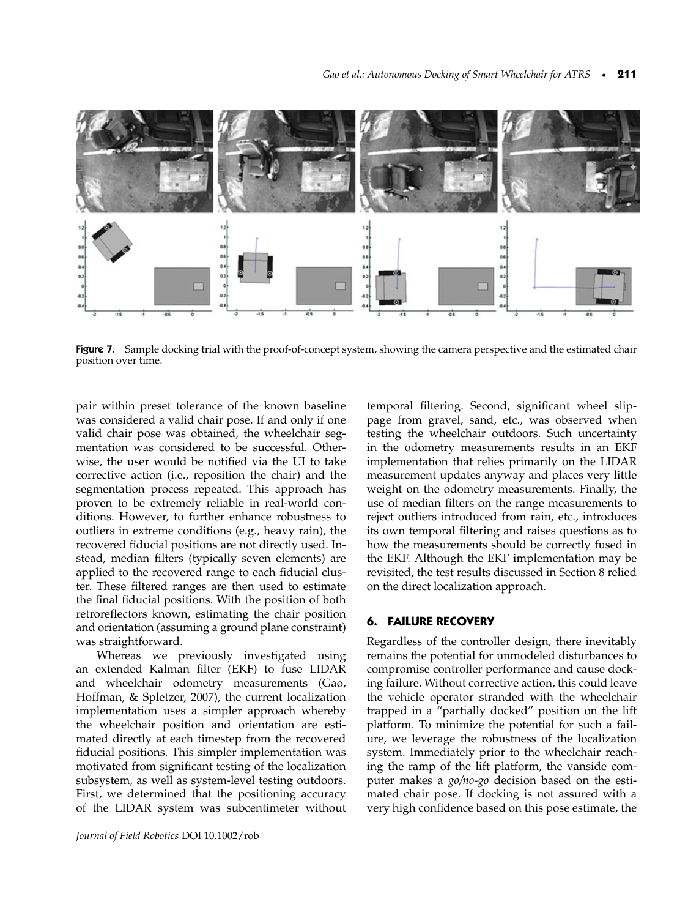Figure 7. Sample docking trial with the proof-of-concept system, showing the camera perspective and the estimated chair position over time.

pair within preset tolerance of the known baseline was considered a valid chair pose. If and only if one valid chair pose was obtained, the wheelchair segmentation was considered to be successful. Otherwise, the user would be notified via the UI to take corrective action (i.e., reposition the chair) and the segmentation process repeated. This approach has proven to be extremely reliable in real-world conditions. However, to further enhance robustness to outliers in extreme conditions (e.g., heavy rain), the recovered fiducial positions are not directly used. Instead, median filters (typically seven elements) are applied to the recovered range to each fiducial cluster. These filtered ranges are then used to estimate the final fiducial positions. With the position of both retroreflectors known, estimating the chair position and orientation (assuming a ground plane constraint) was straightforward.

Whereas we previously investigated using an extended Kalman filter (EKF) to fuse LIDAR and wheelchair odometry measurements (Gao, Hoffman, & Spletzer, 2007), the current localization implementation uses a simpler approach whereby the wheelchair position and orientation are estimated directly at each timestep from the recovered fiducial positions. This simpler implementation was motivated from significant testing of the localization subsystem, as well as system-level testing outdoors. First, we determined that the positioning accuracy of the LIDAR system was subcentimeter without temporal filtering. Second, significant wheel slippage from gravel, sand, etc., was observed when testing the wheelchair outdoors. Such uncertainty in the odometry measurements results in an EKF implementation that relies primarily on the LIDAR measurement updates anyway and places very little weight on the odometry measurements. Finally, the use of median filters on the range measurements to reject outliers introduced from rain, etc., introduces its own temporal filtering and raises questions as to how the measurements should be correctly fused in the EKF. Although the EKF implementation may be revisited, the test results discussed in Section 8 relied on the direct localization approach.

## 6. FAILURE RECOVERY

Regardless of the controller design, there inevitably remains the potential for unmodeled disturbances to compromise controller performance and cause docking failure. Without corrective action, this could leave the vehicle operator stranded with the wheelchair trapped in a "partially docked" position on the lift platform. To minimize the potential for such a failure, we leverage the robustness of the localization system. Immediately prior to the wheelchair reaching the ramp of the lift platform, the vanside computer makes a *go/no-go* decision based on the estimated chair pose. If docking is not assured with a very high confidence based on this pose estimate, the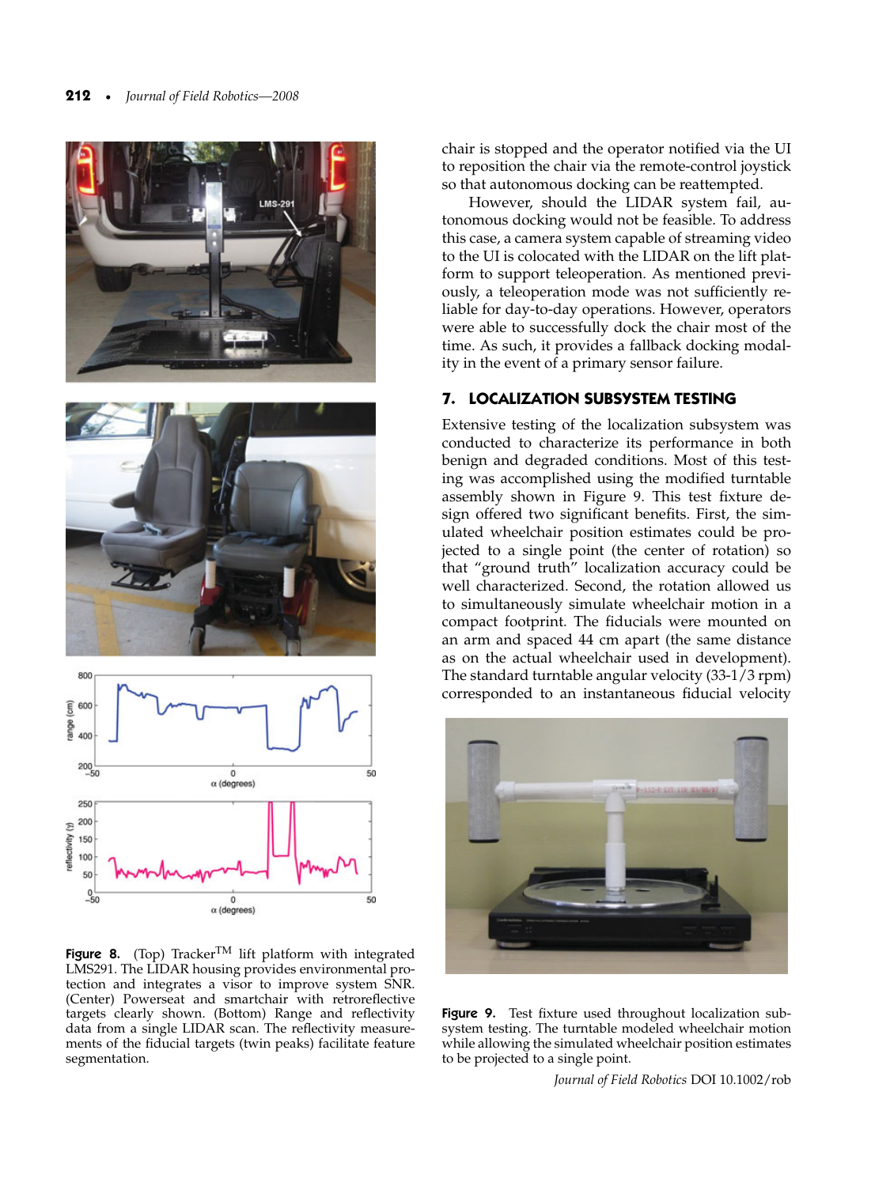chair is stopped and the operator notified via the UI to reposition the chair via the remote-control joystick so that autonomous docking can be reattempted.

However, should the LIDAR system fail, autonomous docking would not be feasible. To address this case, a camera system capable of streaming video to the UI is colocated with the LIDAR on the lift platform to support teleoperation. As mentioned previously, a teleoperation mode was not sufficiently reliable for day-to-day operations. However, operators were able to successfully dock the chair most of the time. As such, it provides a fallback docking modality in the event of a primary sensor failure.

## 7. LOCALIZATION SUBSYSTEM TESTING

Extensive testing of the localization subsystem was conducted to characterize its performance in both benign and degraded conditions. Most of this testing was accomplished using the modified turntable assembly shown in Figure 9. This test fixture design offered two significant benefits. First, the simulated wheelchair position estimates could be projected to a single point (the center of rotation) so that "ground truth" localization accuracy could be well characterized. Second, the rotation allowed us to simultaneously simulate wheelchair motion in a compact footprint. The fiducials were mounted on an arm and spaced 44 cm apart (the same distance as on the actual wheelchair used in development). The standard turntable angular velocity (33-1/3 rpm) corresponded to an instantaneous fiducial velocity

**Figure 8.** (Top) Tracker™ lift platform with integrated LMS291. The LIDAR housing provides environmental protection and integrates a visor to improve system SNR. (Center) Powerseat and smartchair with retroreflective targets clearly shown. (Bottom) Range and reflectivity data from a single LIDAR scan. The reflectivity measurements of the fiducial targets (twin peaks) facilitate feature segmentation.

**Figure 9.** Test fixture used throughout localization subsystem testing. The turntable modeled wheelchair motion while allowing the simulated wheelchair position estimates to be projected to a single point.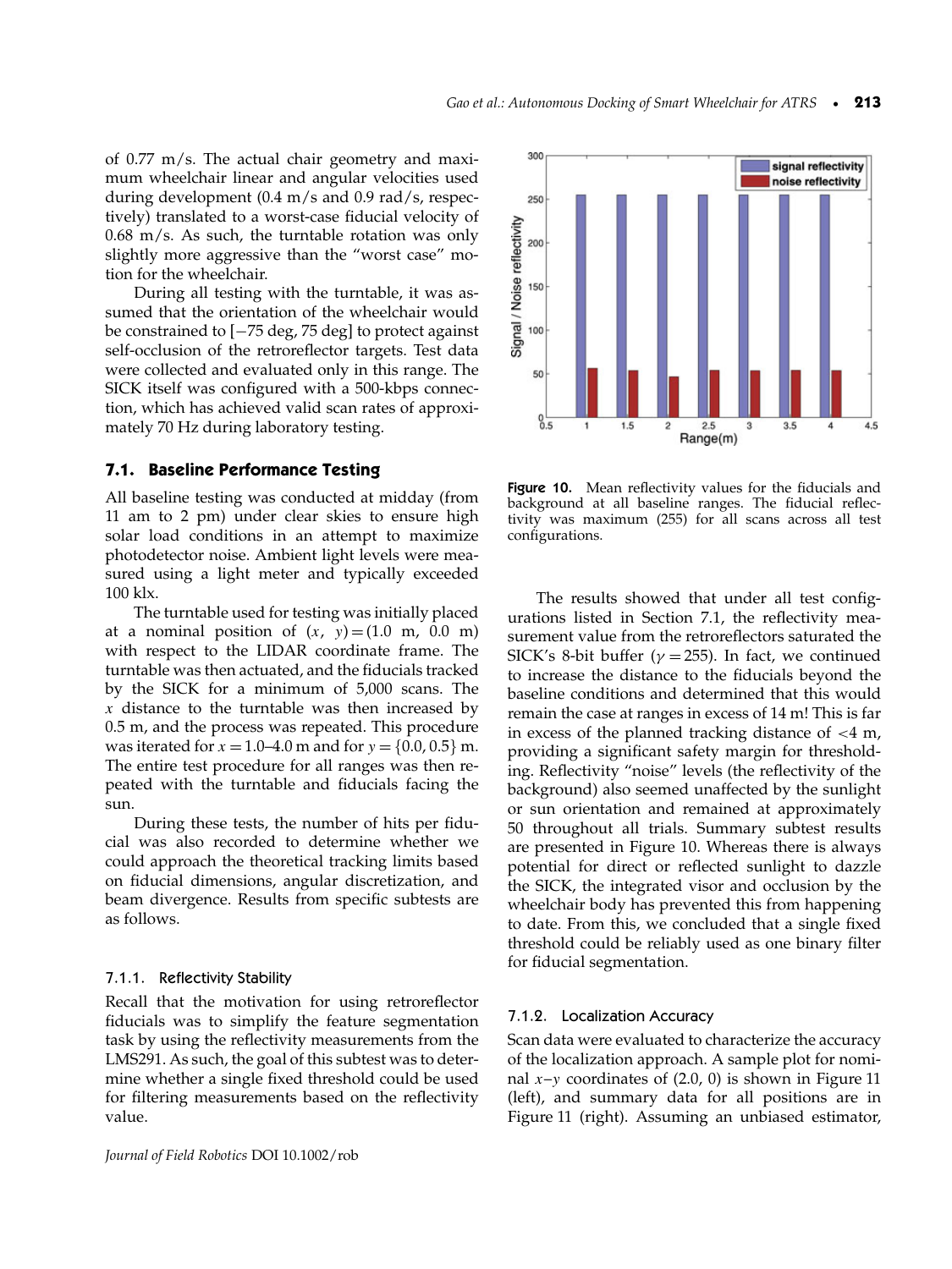of 0.77 m/s. The actual chair geometry and maximum wheelchair linear and angular velocities used during development (0.4 m/s and 0.9 rad/s, respectively) translated to a worst-case fiducial velocity of 0.68 m/s. As such, the turntable rotation was only slightly more aggressive than the "worst case" motion for the wheelchair.

During all testing with the turntable, it was assumed that the orientation of the wheelchair would be constrained to [−75 deg, 75 deg] to protect against self-occlusion of the retroreflector targets. Test data were collected and evaluated only in this range. The SICK itself was configured with a 500-kbps connection, which has achieved valid scan rates of approximately 70 Hz during laboratory testing.

## 7.1. Baseline Performance Testing

All baseline testing was conducted at midday (from 11 am to 2 pm) under clear skies to ensure high solar load conditions in an attempt to maximize photodetector noise. Ambient light levels were measured using a light meter and typically exceeded 100 klx.

The turntable used for testing was initially placed at a nominal position of $(x, y) = (1.0\text{ m}, 0.0\text{ m})$ with respect to the LIDAR coordinate frame. The turntable was then actuated, and the fiducials tracked by the SICK for a minimum of 5,000 scans. The $x$ distance to the turntable was then increased by 0.5 m, and the process was repeated. This procedure was iterated for $x = 1.0$–$4.0$ m and for $y = \{0.0, 0.5\}$ m. The entire test procedure for all ranges was then repeated with the turntable and fiducials facing the sun.

During these tests, the number of hits per fiducial was also recorded to determine whether we could approach the theoretical tracking limits based on fiducial dimensions, angular discretization, and beam divergence. Results from specific subtests are as follows.

### 7.1.1. Reflectivity Stability

Recall that the motivation for using retroreflector fiducials was to simplify the feature segmentation task by using the reflectivity measurements from the LMS291. As such, the goal of this subtest was to determine whether a single fixed threshold could be used for filtering measurements based on the reflectivity value.

**Figure 10.** Mean reflectivity values for the fiducials and background at all baseline ranges. The fiducial reflectivity was maximum (255) for all scans across all test configurations.

The results showed that under all test configurations listed in Section 7.1, the reflectivity measurement value from the retroreflectors saturated the SICK's 8-bit buffer ($\gamma = 255$). In fact, we continued to increase the distance to the fiducials beyond the baseline conditions and determined that this would remain the case at ranges in excess of 14 m! This is far in excess of the planned tracking distance of <4 m, providing a significant safety margin for thresholding. Reflectivity "noise" levels (the reflectivity of the background) also seemed unaffected by the sunlight or sun orientation and remained at approximately 50 throughout all trials. Summary subtest results are presented in Figure 10. Whereas there is always potential for direct or reflected sunlight to dazzle the SICK, the integrated visor and occlusion by the wheelchair body has prevented this from happening to date. From this, we concluded that a single fixed threshold could be reliably used as one binary filter for fiducial segmentation.

### 7.1.2. Localization Accuracy

Scan data were evaluated to characterize the accuracy of the localization approach. A sample plot for nominal $x$–$y$ coordinates of (2.0, 0) is shown in Figure 11 (left), and summary data for all positions are in Figure 11 (right). Assuming an unbiased estimator,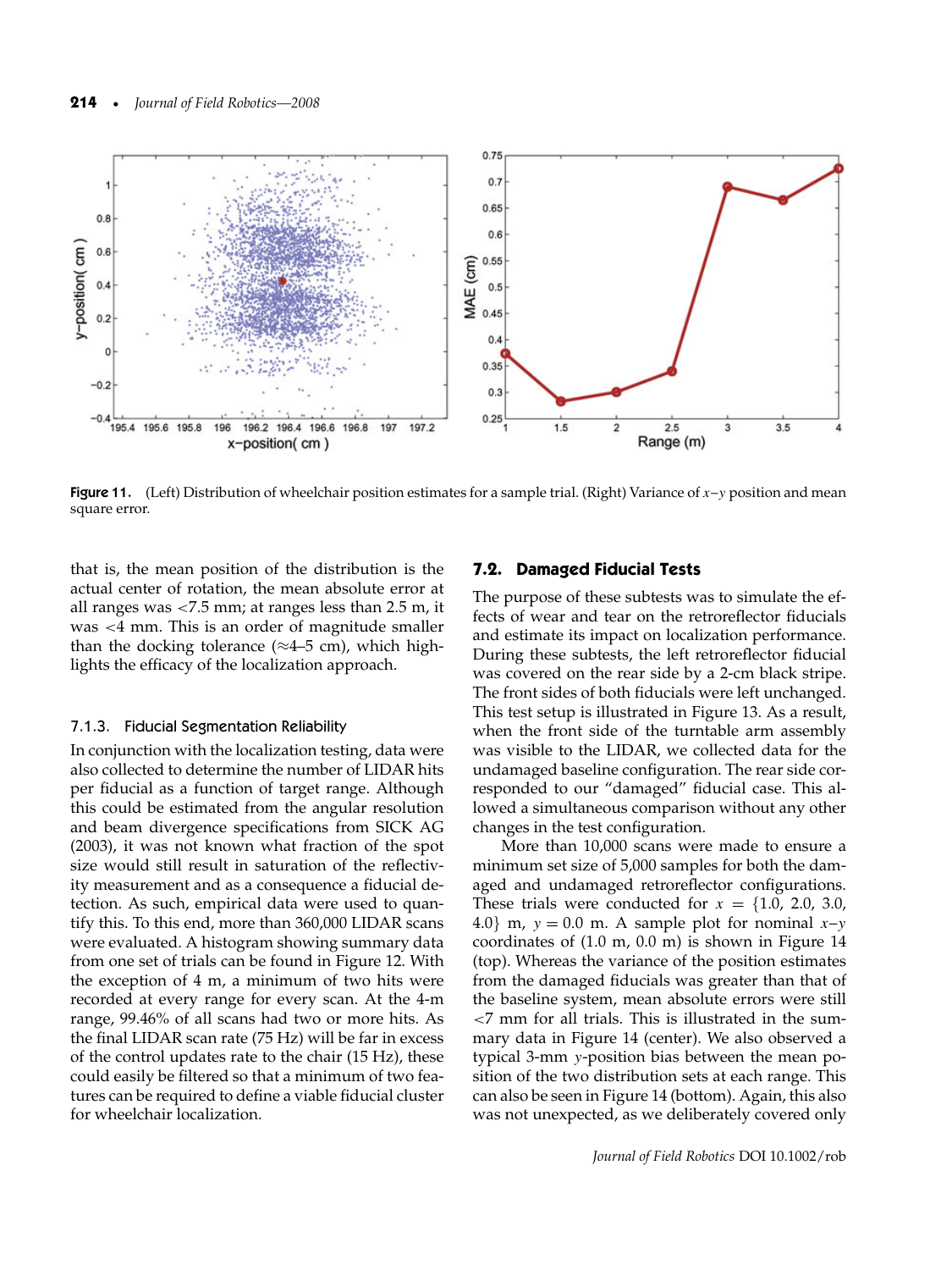Figure 11. (Left) Distribution of wheelchair position estimates for a sample trial. (Right) Variance of $x$–$y$ position and mean square error.

that is, the mean position of the distribution is the actual center of rotation, the mean absolute error at all ranges was <7.5 mm; at ranges less than 2.5 m, it was <4 mm. This is an order of magnitude smaller than the docking tolerance (≈4–5 cm), which highlights the efficacy of the localization approach.

#### 7.1.3. Fiducial Segmentation Reliability

In conjunction with the localization testing, data were also collected to determine the number of LIDAR hits per fiducial as a function of target range. Although this could be estimated from the angular resolution and beam divergence specifications from SICK AG (2003), it was not known what fraction of the spot size would still result in saturation of the reflectivity measurement and as a consequence a fiducial detection. As such, empirical data were used to quantify this. To this end, more than 360,000 LIDAR scans were evaluated. A histogram showing summary data from one set of trials can be found in Figure 12. With the exception of 4 m, a minimum of two hits were recorded at every range for every scan. At the 4-m range, 99.46% of all scans had two or more hits. As the final LIDAR scan rate (75 Hz) will be far in excess of the control updates rate to the chair (15 Hz), these could easily be filtered so that a minimum of two features can be required to define a viable fiducial cluster for wheelchair localization.

### 7.2. Damaged Fiducial Tests

The purpose of these subtests was to simulate the effects of wear and tear on the retroreflector fiducials and estimate its impact on localization performance. During these subtests, the left retroreflector fiducial was covered on the rear side by a 2-cm black stripe. The front sides of both fiducials were left unchanged. This test setup is illustrated in Figure 13. As a result, when the front side of the turntable arm assembly was visible to the LIDAR, we collected data for the undamaged baseline configuration. The rear side corresponded to our "damaged" fiducial case. This allowed a simultaneous comparison without any other changes in the test configuration.

More than 10,000 scans were made to ensure a minimum set size of 5,000 samples for both the damaged and undamaged retroreflector configurations. These trials were conducted for $x = \{1.0, 2.0, 3.0, 4.0\}$ m, $y = 0.0$ m. A sample plot for nominal $x$–$y$ coordinates of (1.0 m, 0.0 m) is shown in Figure 14 (top). Whereas the variance of the position estimates from the damaged fiducials was greater than that of the baseline system, mean absolute errors were still <7 mm for all trials. This is illustrated in the summary data in Figure 14 (center). We also observed a typical 3-mm $y$-position bias between the mean position of the two distribution sets at each range. This can also be seen in Figure 14 (bottom). Again, this also was not unexpected, as we deliberately covered only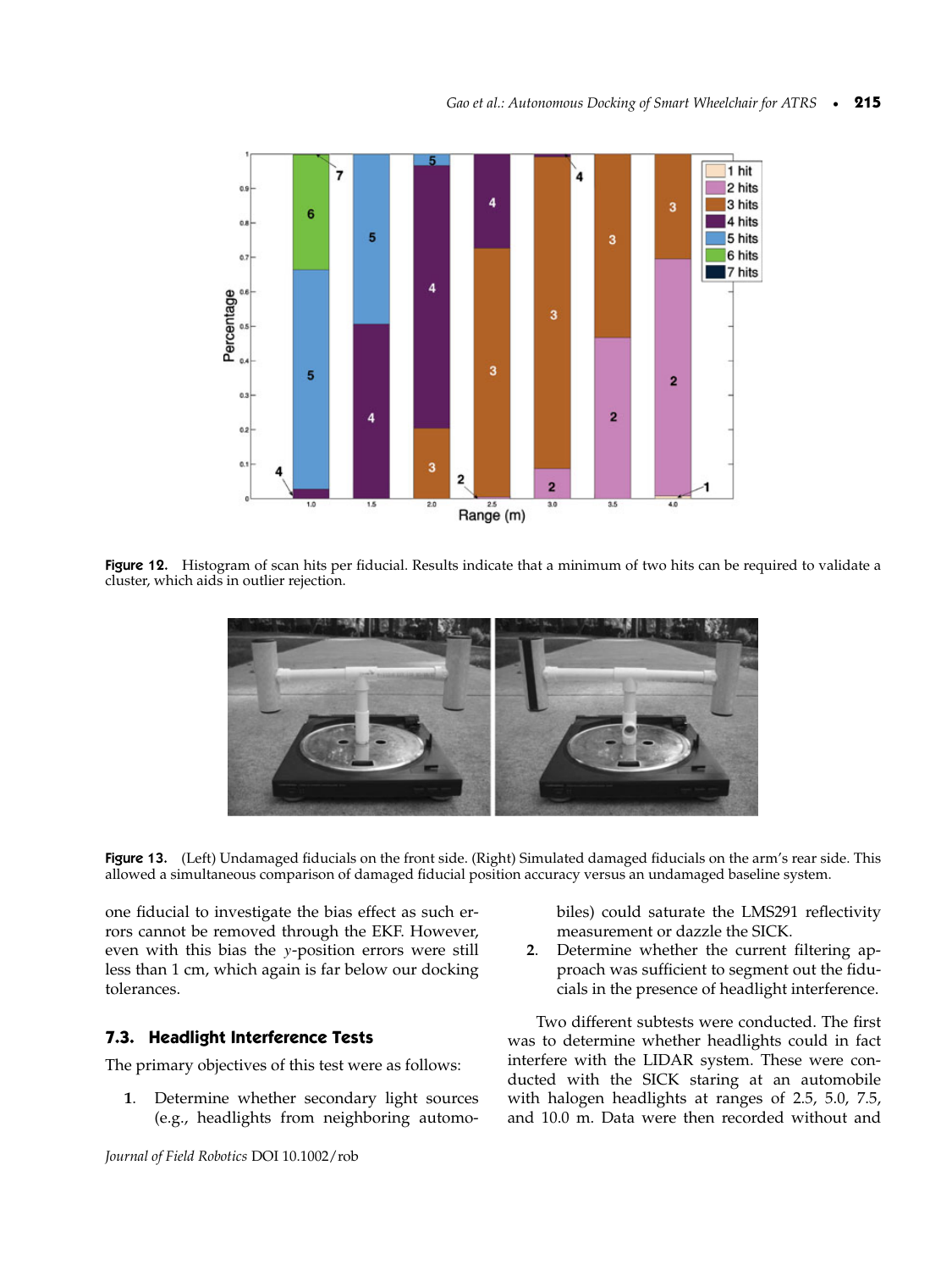Figure 12. Histogram of scan hits per fiducial. Results indicate that a minimum of two hits can be required to validate a cluster, which aids in outlier rejection.

Figure 13. (Left) Undamaged fiducials on the front side. (Right) Simulated damaged fiducials on the arm's rear side. This allowed a simultaneous comparison of damaged fiducial position accuracy versus an undamaged baseline system.

one fiducial to investigate the bias effect as such errors cannot be removed through the EKF. However, even with this bias the $y$-position errors were still less than 1 cm, which again is far below our docking tolerances.

### 7.3. Headlight Interference Tests

The primary objectives of this test were as follows:

1. Determine whether secondary light sources (e.g., headlights from neighboring automobiles) could saturate the LMS291 reflectivity measurement or dazzle the SICK.
2. Determine whether the current filtering approach was sufficient to segment out the fiducials in the presence of headlight interference.

Two different subtests were conducted. The first was to determine whether headlights could in fact interfere with the LIDAR system. These were conducted with the SICK staring at an automobile with halogen headlights at ranges of 2.5, 5.0, 7.5, and 10.0 m. Data were then recorded without and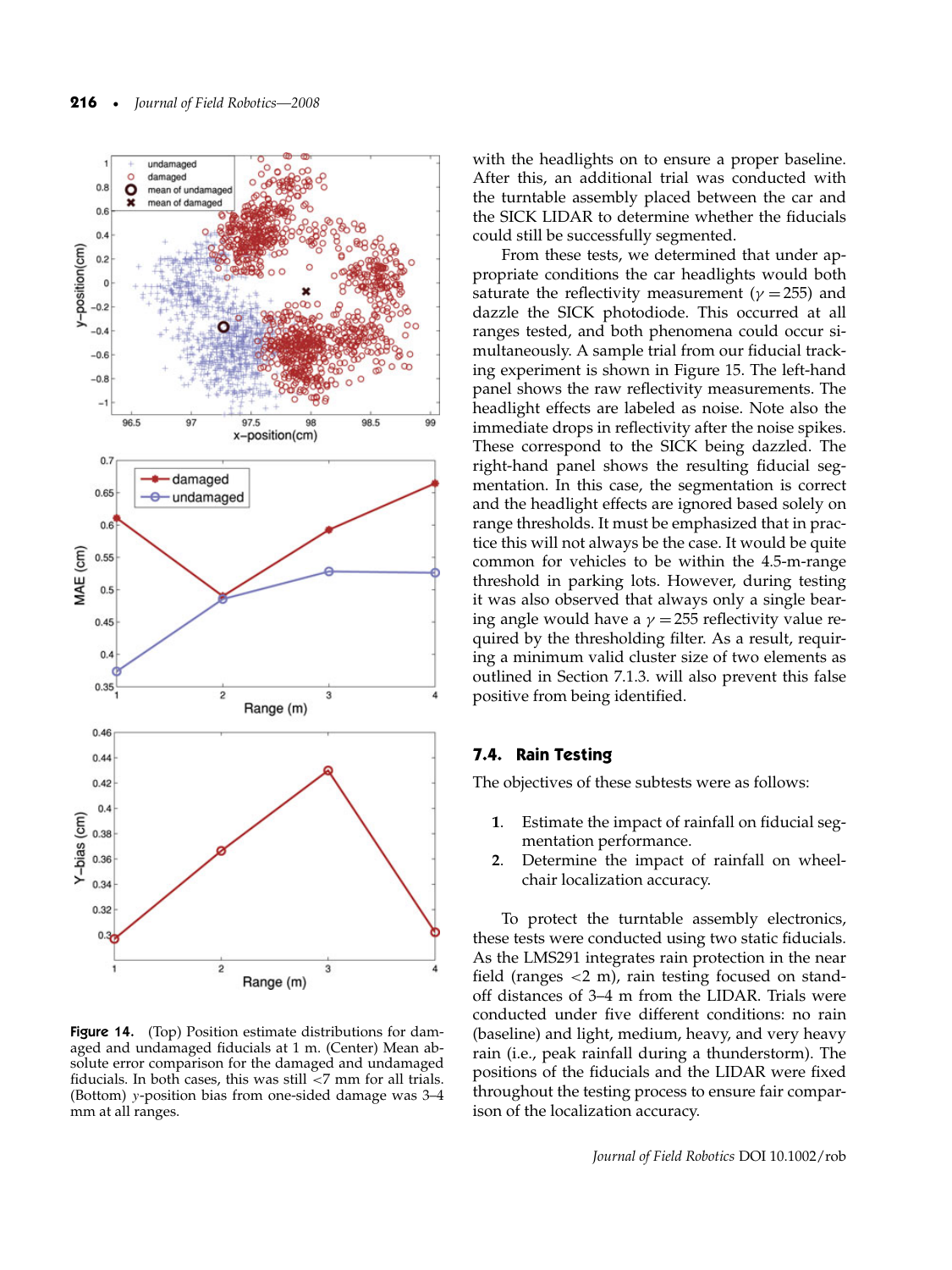Figure 14. (Top) Position estimate distributions for damaged and undamaged fiducials at 1 m. (Center) Mean absolute error comparison for the damaged and undamaged fiducials. In both cases, this was still <7 mm for all trials. (Bottom) $y$-position bias from one-sided damage was 3–4 mm at all ranges.

with the headlights on to ensure a proper baseline. After this, an additional trial was conducted with the turntable assembly placed between the car and the SICK LIDAR to determine whether the fiducials could still be successfully segmented.

From these tests, we determined that under appropriate conditions the car headlights would both saturate the reflectivity measurement ($\gamma = 255$) and dazzle the SICK photodiode. This occurred at all ranges tested, and both phenomena could occur simultaneously. A sample trial from our fiducial tracking experiment is shown in Figure 15. The left-hand panel shows the raw reflectivity measurements. The headlight effects are labeled as noise. Note also the immediate drops in reflectivity after the noise spikes. These correspond to the SICK being dazzled. The right-hand panel shows the resulting fiducial segmentation. In this case, the segmentation is correct and the headlight effects are ignored based solely on range thresholds. It must be emphasized that in practice this will not always be the case. It would be quite common for vehicles to be within the 4.5-m-range threshold in parking lots. However, during testing it was also observed that always only a single bearing angle would have a $\gamma = 255$ reflectivity value required by the thresholding filter. As a result, requiring a minimum valid cluster size of two elements as outlined in Section 7.1.3. will also prevent this false positive from being identified.

### 7.4. Rain Testing

The objectives of these subtests were as follows:

1. Estimate the impact of rainfall on fiducial segmentation performance.
2. Determine the impact of rainfall on wheelchair localization accuracy.

To protect the turntable assembly electronics, these tests were conducted using two static fiducials. As the LMS291 integrates rain protection in the near field (ranges <2 m), rain testing focused on stand-off distances of 3–4 m from the LIDAR. Trials were conducted under five different conditions: no rain (baseline) and light, medium, heavy, and very heavy rain (i.e., peak rainfall during a thunderstorm). The positions of the fiducials and the LIDAR were fixed throughout the testing process to ensure fair comparison of the localization accuracy.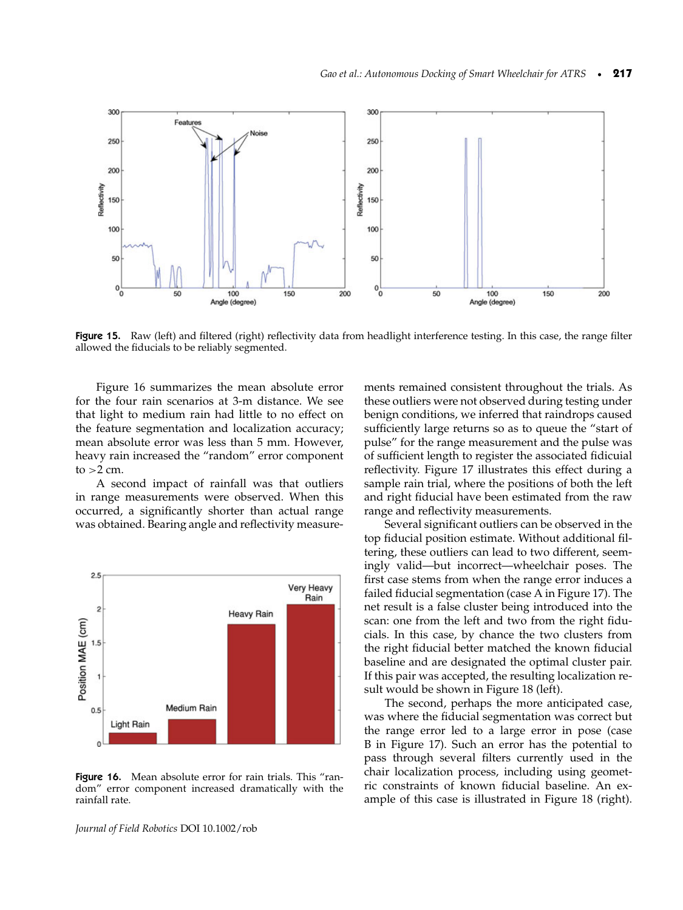Figure 15. Raw (left) and filtered (right) reflectivity data from headlight interference testing. In this case, the range filter allowed the fiducials to be reliably segmented.

Figure 16 summarizes the mean absolute error for the four rain scenarios at 3-m distance. We see that light to medium rain had little to no effect on the feature segmentation and localization accuracy; mean absolute error was less than 5 mm. However, heavy rain increased the "random" error component to >2 cm.

A second impact of rainfall was that outliers in range measurements were observed. When this occurred, a significantly shorter than actual range was obtained. Bearing angle and reflectivity measurements remained consistent throughout the trials. As these outliers were not observed during testing under benign conditions, we inferred that raindrops caused sufficiently large returns so as to queue the "start of pulse" for the range measurement and the pulse was of sufficient length to register the associated fidicuial reflectivity. Figure 17 illustrates this effect during a sample rain trial, where the positions of both the left and right fiducial have been estimated from the raw range and reflectivity measurements.

Several significant outliers can be observed in the top fiducial position estimate. Without additional filtering, these outliers can lead to two different, seemingly valid—but incorrect—wheelchair poses. The first case stems from when the range error induces a failed fiducial segmentation (case A in Figure 17). The net result is a false cluster being introduced into the scan: one from the left and two from the right fiducials. In this case, by chance the two clusters from the right fiducial better matched the known fiducial baseline and are designated the optimal cluster pair. If this pair was accepted, the resulting localization result would be shown in Figure 18 (left).

The second, perhaps the more anticipated case, was where the fiducial segmentation was correct but the range error led to a large error in pose (case B in Figure 17). Such an error has the potential to pass through several filters currently used in the chair localization process, including using geometric constraints of known fiducial baseline. An example of this case is illustrated in Figure 18 (right).

Figure 16. Mean absolute error for rain trials. This "random" error component increased dramatically with the rainfall rate.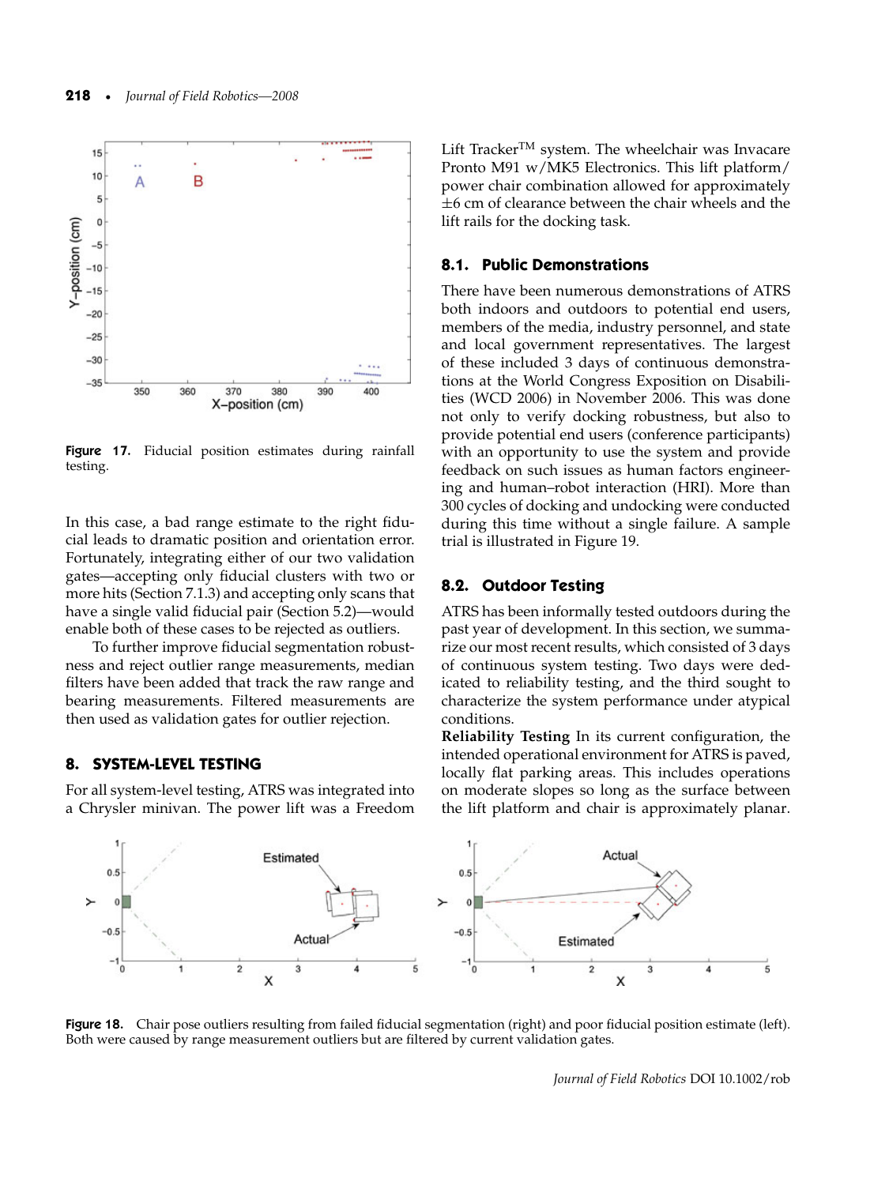Figure 17. Fiducial position estimates during rainfall testing.

In this case, a bad range estimate to the right fiducial leads to dramatic position and orientation error. Fortunately, integrating either of our two validation gates—accepting only fiducial clusters with two or more hits (Section 7.1.3) and accepting only scans that have a single valid fiducial pair (Section 5.2)—would enable both of these cases to be rejected as outliers.

To further improve fiducial segmentation robustness and reject outlier range measurements, median filters have been added that track the raw range and bearing measurements. Filtered measurements are then used as validation gates for outlier rejection.

## 8. SYSTEM-LEVEL TESTING

For all system-level testing, ATRS was integrated into a Chrysler minivan. The power lift was a Freedom Lift Tracker™ system. The wheelchair was Invacare Pronto M91 w/MK5 Electronics. This lift platform/power chair combination allowed for approximately ±6 cm of clearance between the chair wheels and the lift rails for the docking task.

### 8.1. Public Demonstrations

There have been numerous demonstrations of ATRS both indoors and outdoors to potential end users, members of the media, industry personnel, and state and local government representatives. The largest of these included 3 days of continuous demonstrations at the World Congress Exposition on Disabilities (WCD 2006) in November 2006. This was done not only to verify docking robustness, but also to provide potential end users (conference participants) with an opportunity to use the system and provide feedback on such issues as human factors engineering and human–robot interaction (HRI). More than 300 cycles of docking and undocking were conducted during this time without a single failure. A sample trial is illustrated in Figure 19.

### 8.2. Outdoor Testing

ATRS has been informally tested outdoors during the past year of development. In this section, we summarize our most recent results, which consisted of 3 days of continuous system testing. Two days were dedicated to reliability testing, and the third sought to characterize the system performance under atypical conditions.

**Reliability Testing** In its current configuration, the intended operational environment for ATRS is paved, locally flat parking areas. This includes operations on moderate slopes so long as the surface between the lift platform and chair is approximately planar.

Figure 18. Chair pose outliers resulting from failed fiducial segmentation (right) and poor fiducial position estimate (left). Both were caused by range measurement outliers but are filtered by current validation gates.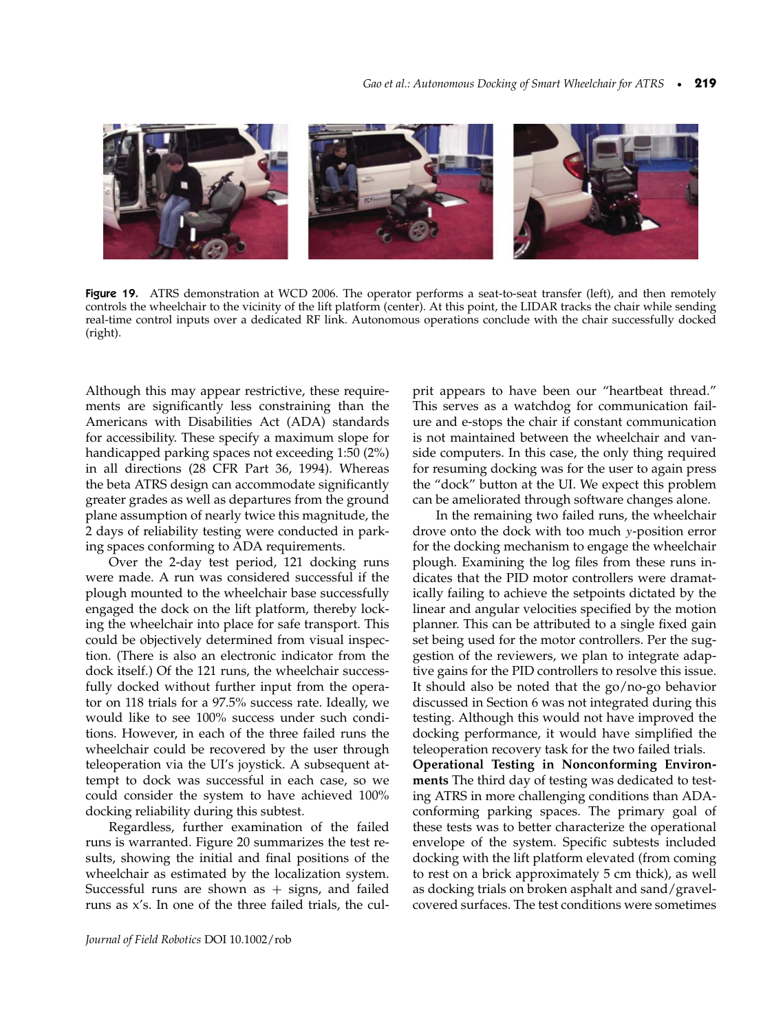Figure 19. ATRS demonstration at WCD 2006. The operator performs a seat-to-seat transfer (left), and then remotely controls the wheelchair to the vicinity of the lift platform (center). At this point, the LIDAR tracks the chair while sending real-time control inputs over a dedicated RF link. Autonomous operations conclude with the chair successfully docked (right).

Although this may appear restrictive, these requirements are significantly less constraining than the Americans with Disabilities Act (ADA) standards for accessibility. These specify a maximum slope for handicapped parking spaces not exceeding 1:50 (2%) in all directions (28 CFR Part 36, 1994). Whereas the beta ATRS design can accommodate significantly greater grades as well as departures from the ground plane assumption of nearly twice this magnitude, the 2 days of reliability testing were conducted in parking spaces conforming to ADA requirements.

Over the 2-day test period, 121 docking runs were made. A run was considered successful if the plough mounted to the wheelchair base successfully engaged the dock on the lift platform, thereby locking the wheelchair into place for safe transport. This could be objectively determined from visual inspection. (There is also an electronic indicator from the dock itself.) Of the 121 runs, the wheelchair successfully docked without further input from the operator on 118 trials for a 97.5% success rate. Ideally, we would like to see 100% success under such conditions. However, in each of the three failed runs the wheelchair could be recovered by the user through teleoperation via the UI's joystick. A subsequent attempt to dock was successful in each case, so we could consider the system to have achieved 100% docking reliability during this subtest.

Regardless, further examination of the failed runs is warranted. Figure 20 summarizes the test results, showing the initial and final positions of the wheelchair as estimated by the localization system. Successful runs are shown as + signs, and failed runs as x's. In one of the three failed trials, the culprit appears to have been our "heartbeat thread." This serves as a watchdog for communication failure and e-stops the chair if constant communication is not maintained between the wheelchair and van-side computers. In this case, the only thing required for resuming docking was for the user to again press the "dock" button at the UI. We expect this problem can be ameliorated through software changes alone.

In the remaining two failed runs, the wheelchair drove onto the dock with too much $y$-position error for the docking mechanism to engage the wheelchair plough. Examining the log files from these runs indicates that the PID motor controllers were dramatically failing to achieve the setpoints dictated by the linear and angular velocities specified by the motion planner. This can be attributed to a single fixed gain set being used for the motor controllers. Per the suggestion of the reviewers, we plan to integrate adaptive gains for the PID controllers to resolve this issue. It should also be noted that the go/no-go behavior discussed in Section 6 was not integrated during this testing. Although this would not have improved the docking performance, it would have simplified the teleoperation recovery task for the two failed trials.

**Operational Testing in Nonconforming Environments** The third day of testing was dedicated to testing ATRS in more challenging conditions than ADA-conforming parking spaces. The primary goal of these tests was to better characterize the operational envelope of the system. Specific subtests included docking with the lift platform elevated (from coming to rest on a brick approximately 5 cm thick), as well as docking trials on broken asphalt and sand/gravel-covered surfaces. The test conditions were sometimes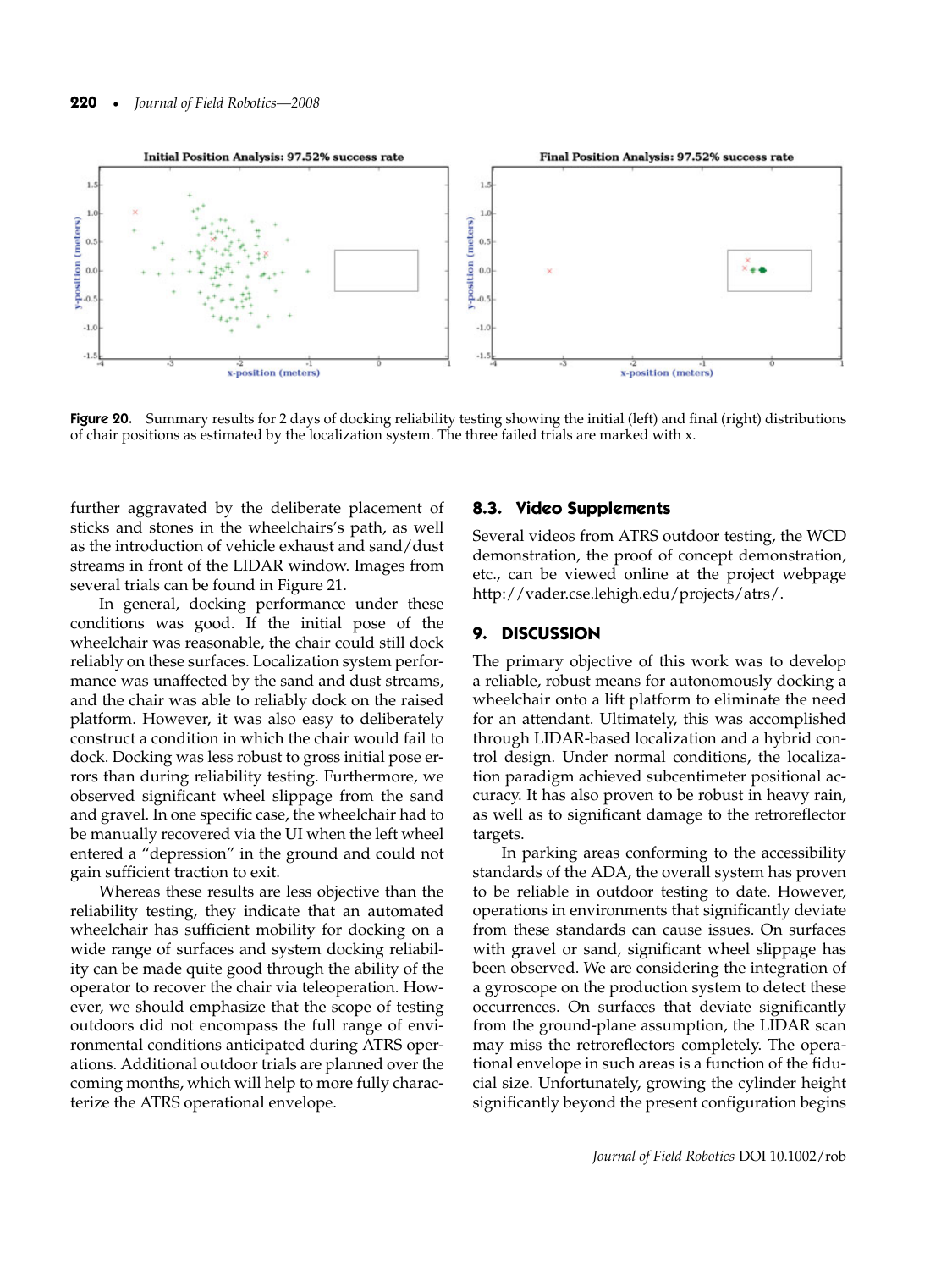Figure 20. Summary results for 2 days of docking reliability testing showing the initial (left) and final (right) distributions of chair positions as estimated by the localization system. The three failed trials are marked with x.

further aggravated by the deliberate placement of sticks and stones in the wheelchairs's path, as well as the introduction of vehicle exhaust and sand/dust streams in front of the LIDAR window. Images from several trials can be found in Figure 21.

In general, docking performance under these conditions was good. If the initial pose of the wheelchair was reasonable, the chair could still dock reliably on these surfaces. Localization system performance was unaffected by the sand and dust streams, and the chair was able to reliably dock on the raised platform. However, it was also easy to deliberately construct a condition in which the chair would fail to dock. Docking was less robust to gross initial pose errors than during reliability testing. Furthermore, we observed significant wheel slippage from the sand and gravel. In one specific case, the wheelchair had to be manually recovered via the UI when the left wheel entered a "depression" in the ground and could not gain sufficient traction to exit.

Whereas these results are less objective than the reliability testing, they indicate that an automated wheelchair has sufficient mobility for docking on a wide range of surfaces and system docking reliability can be made quite good through the ability of the operator to recover the chair via teleoperation. However, we should emphasize that the scope of testing outdoors did not encompass the full range of environmental conditions anticipated during ATRS operations. Additional outdoor trials are planned over the coming months, which will help to more fully characterize the ATRS operational envelope.

### 8.3. Video Supplements

Several videos from ATRS outdoor testing, the WCD demonstration, the proof of concept demonstration, etc., can be viewed online at the project webpage http://vader.cse.lehigh.edu/projects/atrs/.

## 9. DISCUSSION

The primary objective of this work was to develop a reliable, robust means for autonomously docking a wheelchair onto a lift platform to eliminate the need for an attendant. Ultimately, this was accomplished through LIDAR-based localization and a hybrid control design. Under normal conditions, the localization paradigm achieved subcentimeter positional accuracy. It has also proven to be robust in heavy rain, as well as to significant damage to the retroreflector targets.

In parking areas conforming to the accessibility standards of the ADA, the overall system has proven to be reliable in outdoor testing to date. However, operations in environments that significantly deviate from these standards can cause issues. On surfaces with gravel or sand, significant wheel slippage has been observed. We are considering the integration of a gyroscope on the production system to detect these occurrences. On surfaces that deviate significantly from the ground-plane assumption, the LIDAR scan may miss the retroreflectors completely. The operational envelope in such areas is a function of the fiducial size. Unfortunately, growing the cylinder height significantly beyond the present configuration begins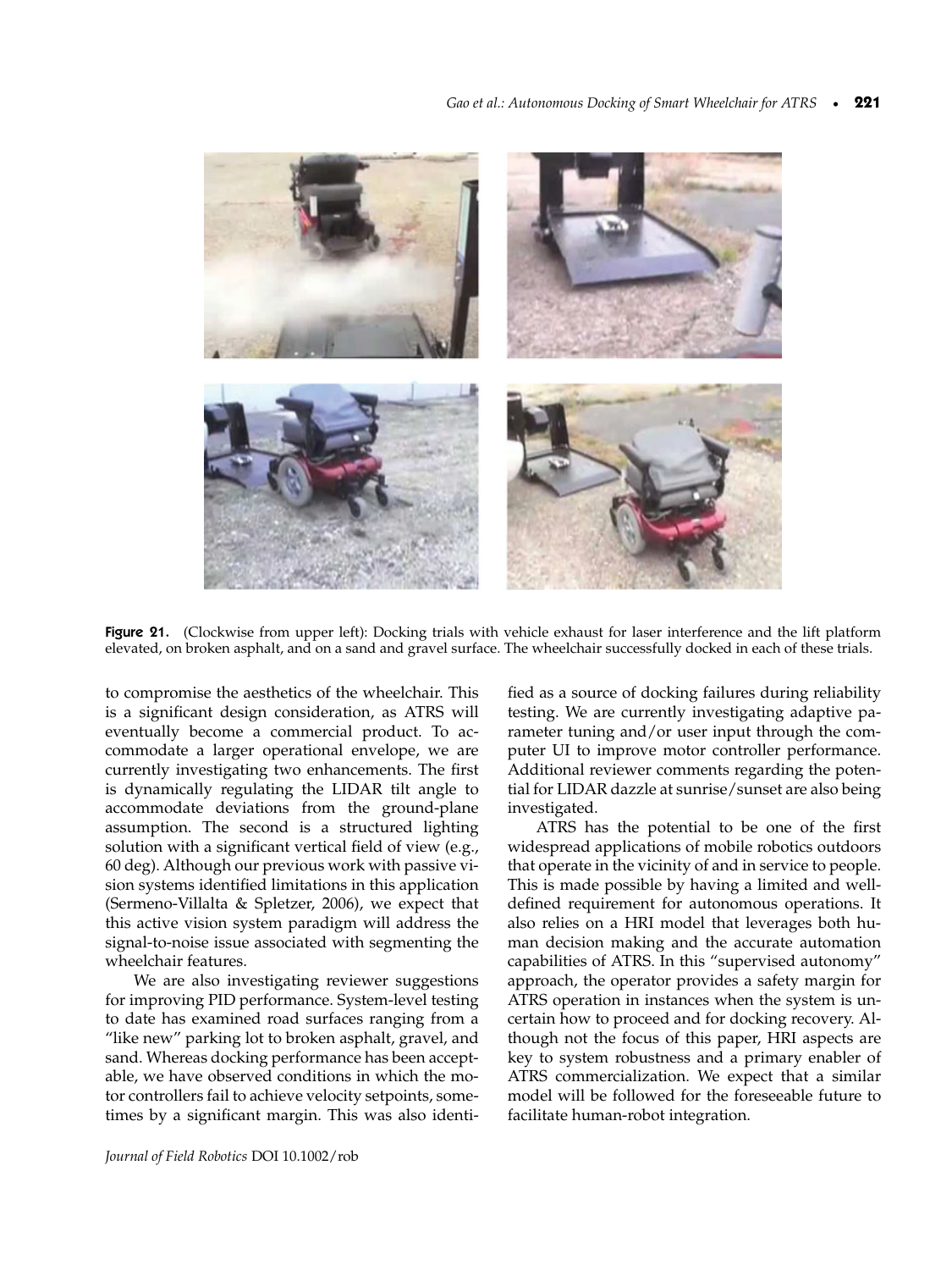Figure 21. (Clockwise from upper left): Docking trials with vehicle exhaust for laser interference and the lift platform elevated, on broken asphalt, and on a sand and gravel surface. The wheelchair successfully docked in each of these trials.

to compromise the aesthetics of the wheelchair. This is a significant design consideration, as ATRS will eventually become a commercial product. To accommodate a larger operational envelope, we are currently investigating two enhancements. The first is dynamically regulating the LIDAR tilt angle to accommodate deviations from the ground-plane assumption. The second is a structured lighting solution with a significant vertical field of view (e.g., 60 deg). Although our previous work with passive vision systems identified limitations in this application (Sermeno-Villalta & Spletzer, 2006), we expect that this active vision system paradigm will address the signal-to-noise issue associated with segmenting the wheelchair features.

We are also investigating reviewer suggestions for improving PID performance. System-level testing to date has examined road surfaces ranging from a "like new" parking lot to broken asphalt, gravel, and sand. Whereas docking performance has been acceptable, we have observed conditions in which the motor controllers fail to achieve velocity setpoints, sometimes by a significant margin. This was also identified as a source of docking failures during reliability testing. We are currently investigating adaptive parameter tuning and/or user input through the computer UI to improve motor controller performance. Additional reviewer comments regarding the potential for LIDAR dazzle at sunrise/sunset are also being investigated.

ATRS has the potential to be one of the first widespread applications of mobile robotics outdoors that operate in the vicinity of and in service to people. This is made possible by having a limited and well-defined requirement for autonomous operations. It also relies on a HRI model that leverages both human decision making and the accurate automation capabilities of ATRS. In this "supervised autonomy" approach, the operator provides a safety margin for ATRS operation in instances when the system is uncertain how to proceed and for docking recovery. Although not the focus of this paper, HRI aspects are key to system robustness and a primary enabler of ATRS commercialization. We expect that a similar model will be followed for the foreseeable future to facilitate human-robot integration.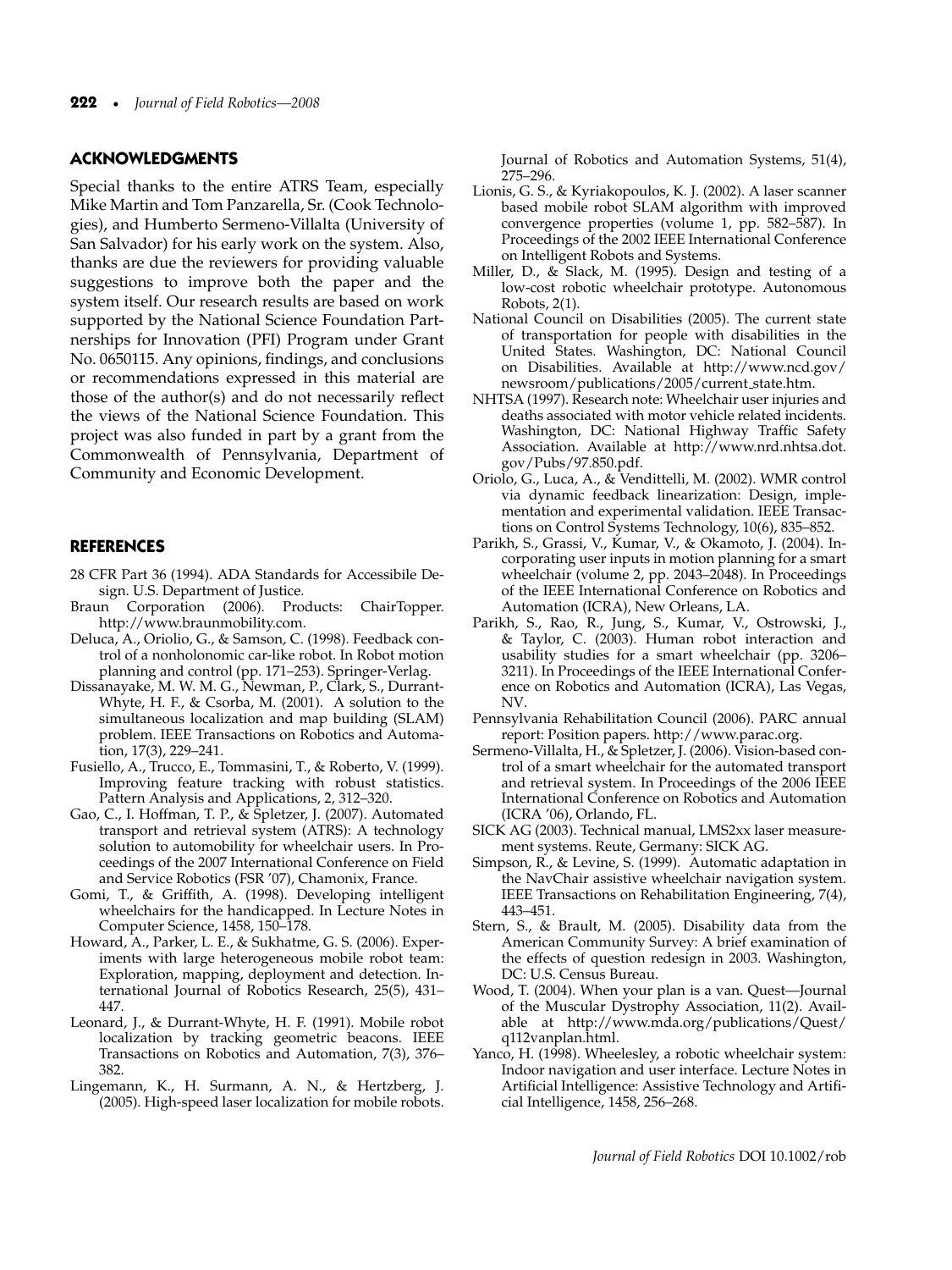## ACKNOWLEDGMENTS

Special thanks to the entire ATRS Team, especially Mike Martin and Tom Panzarella, Sr. (Cook Technologies), and Humberto Sermeno-Villalta (University of San Salvador) for his early work on the system. Also, thanks are due the reviewers for providing valuable suggestions to improve both the paper and the system itself. Our research results are based on work supported by the National Science Foundation Partnerships for Innovation (PFI) Program under Grant No. 0650115. Any opinions, findings, and conclusions or recommendations expressed in this material are those of the author(s) and do not necessarily reflect the views of the National Science Foundation. This project was also funded in part by a grant from the Commonwealth of Pennsylvania, Department of Community and Economic Development.

## REFERENCES

28 CFR Part 36 (1994). ADA Standards for Accessibile Design. U.S. Department of Justice.

Braun Corporation (2006). Products: ChairTopper. http://www.braunmobility.com.

Deluca, A., Oriolio, G., & Samson, C. (1998). Feedback control of a nonholonomic car-like robot. In Robot motion planning and control (pp. 171–253). Springer-Verlag.

Dissanayake, M. W. M. G., Newman, P., Clark, S., Durrant-Whyte, H. F., & Csorba, M. (2001). A solution to the simultaneous localization and map building (SLAM) problem. IEEE Transactions on Robotics and Automation, 17(3), 229–241.

Fusiello, A., Trucco, E., Tommasini, T., & Roberto, V. (1999). Improving feature tracking with robust statistics. Pattern Analysis and Applications, 2, 312–320.

Gao, C., I. Hoffman, T. P., & Spletzer, J. (2007). Automated transport and retrieval system (ATRS): A technology solution to automobility for wheelchair users. In Proceedings of the 2007 International Conference on Field and Service Robotics (FSR '07), Chamonix, France.

Gomi, T., & Griffith, A. (1998). Developing intelligent wheelchairs for the handicapped. In Lecture Notes in Computer Science, 1458, 150–178.

Howard, A., Parker, L. E., & Sukhatme, G. S. (2006). Experiments with large heterogeneous mobile robot team: Exploration, mapping, deployment and detection. International Journal of Robotics Research, 25(5), 431–447.

Leonard, J., & Durrant-Whyte, H. F. (1991). Mobile robot localization by tracking geometric beacons. IEEE Transactions on Robotics and Automation, 7(3), 376–382.

Lingemann, K., H. Surmann, A. N., & Hertzberg, J. (2005). High-speed laser localization for mobile robots. Journal of Robotics and Automation Systems, 51(4), 275–296.

Lionis, G. S., & Kyriakopoulos, K. J. (2002). A laser scanner based mobile robot SLAM algorithm with improved convergence properties (volume 1, pp. 582–587). In Proceedings of the 2002 IEEE International Conference on Intelligent Robots and Systems.

Miller, D., & Slack, M. (1995). Design and testing of a low-cost robotic wheelchair prototype. Autonomous Robots, 2(1).

National Council on Disabilities (2005). The current state of transportation for people with disabilities in the United States. Washington, DC: National Council on Disabilities. Available at http://www.ncd.gov/newsroom/publications/2005/current_state.htm.

NHTSA (1997). Research note: Wheelchair user injuries and deaths associated with motor vehicle related incidents. Washington, DC: National Highway Traffic Safety Association. Available at http://www.nrd.nhtsa.dot.gov/Pubs/97.850.pdf.

Oriolo, G., Luca, A., & Vendittelli, M. (2002). WMR control via dynamic feedback linearization: Design, implementation and experimental validation. IEEE Transactions on Control Systems Technology, 10(6), 835–852.

Parikh, S., Grassi, V., Kumar, V., & Okamoto, J. (2004). Incorporating user inputs in motion planning for a smart wheelchair (volume 2, pp. 2043–2048). In Proceedings of the IEEE International Conference on Robotics and Automation (ICRA), New Orleans, LA.

Parikh, S., Rao, R., Jung, S., Kumar, V., Ostrowski, J., & Taylor, C. (2003). Human robot interaction and usability studies for a smart wheelchair (pp. 3206–3211). In Proceedings of the IEEE International Conference on Robotics and Automation (ICRA), Las Vegas, NV.

Pennsylvania Rehabilitation Council (2006). PARC annual report: Position papers. http://www.parac.org.

Sermeno-Villalta, H., & Spletzer, J. (2006). Vision-based control of a smart wheelchair for the automated transport and retrieval system. In Proceedings of the 2006 IEEE International Conference on Robotics and Automation (ICRA '06), Orlando, FL.

SICK AG (2003). Technical manual, LMS2xx laser measurement systems. Reute, Germany: SICK AG.

Simpson, R., & Levine, S. (1999). Automatic adaptation in the NavChair assistive wheelchair navigation system. IEEE Transactions on Rehabilitation Engineering, 7(4), 443–451.

Stern, S., & Brault, M. (2005). Disability data from the American Community Survey: A brief examination of the effects of question redesign in 2003. Washington, DC: U.S. Census Bureau.

Wood, T. (2004). When your plan is a van. Quest—Journal of the Muscular Dystrophy Association, 11(2). Available at http://www.mda.org/publications/Quest/q112vanplan.html.

Yanco, H. (1998). Wheelesley, a robotic wheelchair system: Indoor navigation and user interface. Lecture Notes in Artificial Intelligence: Assistive Technology and Artificial Intelligence, 1458, 256–268.